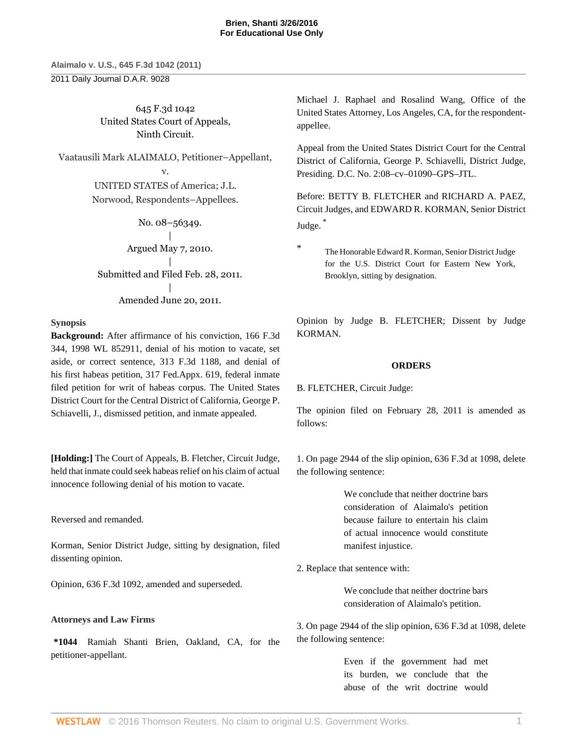645 F.3d 1042
United States Court of Appeals,
Ninth Circuit.

Vaatausili Mark ALAIMALO, Petitioner–Appellant,
v.
UNITED STATES of America; J.L. Norwood, Respondents–Appellees.

No. 08–56349.
|
Argued May 7, 2010.
|
Submitted and Filed Feb. 28, 2011.
|
Amended June 20, 2011.

**Synopsis**

**Background:** After affirmance of his conviction, 166 F.3d 344, 1998 WL 852911, denial of his motion to vacate, set aside, or correct sentence, 313 F.3d 1188, and denial of his first habeas petition, 317 Fed.Appx. 619, federal inmate filed petition for writ of habeas corpus. The United States District Court for the Central District of California, George P. Schiavelli, J., dismissed petition, and inmate appealed.

**[Holding:]** The Court of Appeals, B. Fletcher, Circuit Judge, held that inmate could seek habeas relief on his claim of actual innocence following denial of his motion to vacate.

Reversed and remanded.

Korman, Senior District Judge, sitting by designation, filed dissenting opinion.

Opinion, 636 F.3d 1092, amended and superseded.

**Attorneys and Law Firms**

**\*1044** Ramiah Shanti Brien, Oakland, CA, for the petitioner-appellant.

Michael J. Raphael and Rosalind Wang, Office of the United States Attorney, Los Angeles, CA, for the respondent-appellee.

Appeal from the United States District Court for the Central District of California, George P. Schiavelli, District Judge, Presiding. D.C. No. 2:08–cv–01090–GPS–JTL.

Before: BETTY B. FLETCHER and RICHARD A. PAEZ, Circuit Judges, and EDWARD R. KORMAN, Senior District Judge. [*]

[*] The Honorable Edward R. Korman, Senior District Judge for the U.S. District Court for Eastern New York, Brooklyn, sitting by designation.

Opinion by Judge B. FLETCHER; Dissent by Judge KORMAN.

**ORDERS**

B. FLETCHER, Circuit Judge:

The opinion filed on February 28, 2011 is amended as follows:

1. On page 2944 of the slip opinion, 636 F.3d at 1098, delete the following sentence:

> We conclude that neither doctrine bars consideration of Alaimalo's petition because failure to entertain his claim of actual innocence would constitute manifest injustice.

2. Replace that sentence with:

> We conclude that neither doctrine bars consideration of Alaimalo's petition.

3. On page 2944 of the slip opinion, 636 F.3d at 1098, delete the following sentence:

> Even if the government had met its burden, we conclude that the abuse of the writ doctrine would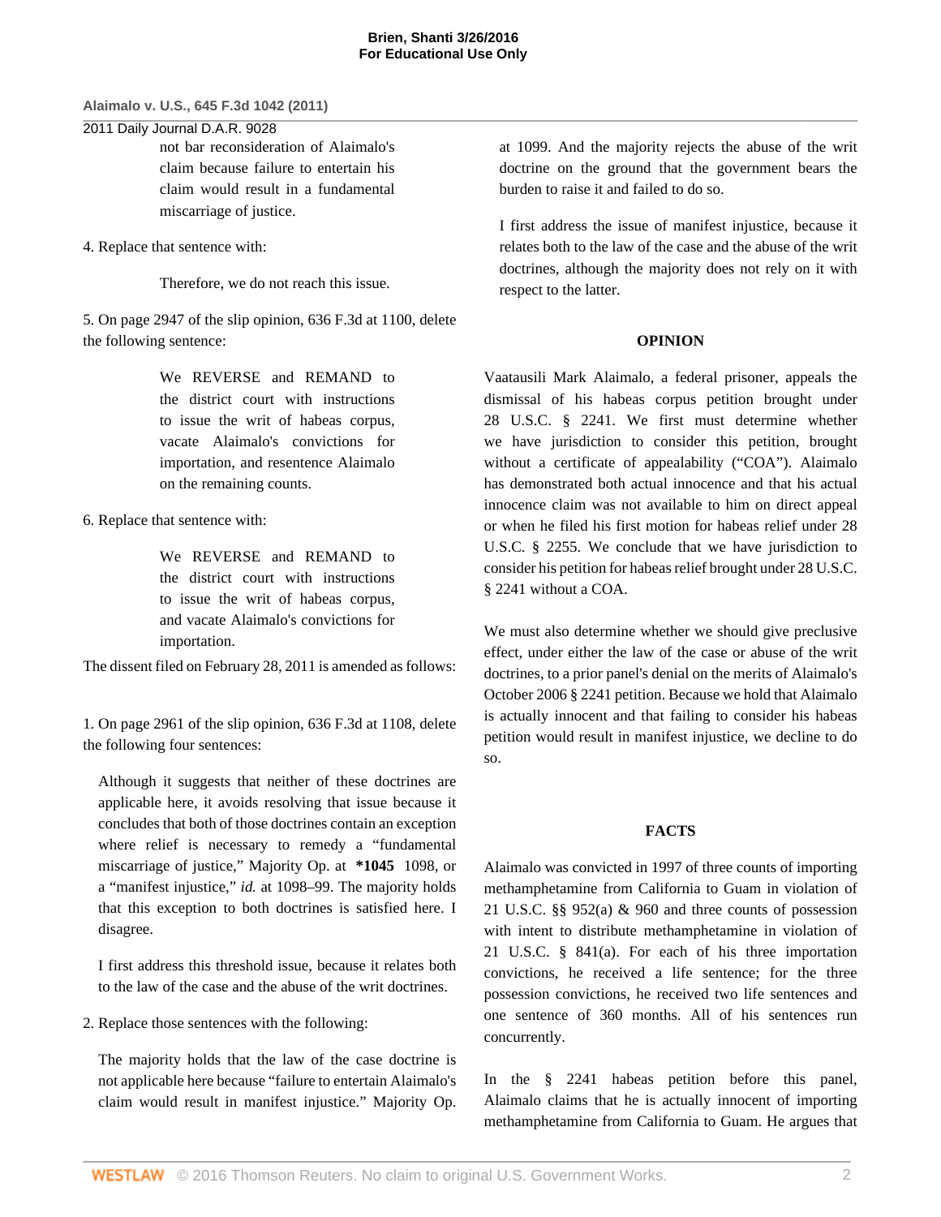not bar reconsideration of Alaimalo's claim because failure to entertain his claim would result in a fundamental miscarriage of justice.

4. Replace that sentence with:

> Therefore, we do not reach this issue.

5. On page 2947 of the slip opinion, 636 F.3d at 1100, delete the following sentence:

> We REVERSE and REMAND to the district court with instructions to issue the writ of habeas corpus, vacate Alaimalo's convictions for importation, and resentence Alaimalo on the remaining counts.

6. Replace that sentence with:

> We REVERSE and REMAND to the district court with instructions to issue the writ of habeas corpus, and vacate Alaimalo's convictions for importation.

The dissent filed on February 28, 2011 is amended as follows:

1. On page 2961 of the slip opinion, 636 F.3d at 1108, delete the following four sentences:

> Although it suggests that neither of these doctrines are applicable here, it avoids resolving that issue because it concludes that both of those doctrines contain an exception where relief is necessary to remedy a "fundamental miscarriage of justice," Majority Op. at **\*1045** 1098, or a "manifest injustice," *id.* at 1098–99. The majority holds that this exception to both doctrines is satisfied here. I disagree.
>
> I first address this threshold issue, because it relates both to the law of the case and the abuse of the writ doctrines.

2. Replace those sentences with the following:

> The majority holds that the law of the case doctrine is not applicable here because "failure to entertain Alaimalo's claim would result in manifest injustice." Majority Op. at 1099. And the majority rejects the abuse of the writ doctrine on the ground that the government bears the burden to raise it and failed to do so.
>
> I first address the issue of manifest injustice, because it relates both to the law of the case and the abuse of the writ doctrines, although the majority does not rely on it with respect to the latter.

## OPINION

Vaatausili Mark Alaimalo, a federal prisoner, appeals the dismissal of his habeas corpus petition brought under 28 U.S.C. § 2241. We first must determine whether we have jurisdiction to consider this petition, brought without a certificate of appealability ("COA"). Alaimalo has demonstrated both actual innocence and that his actual innocence claim was not available to him on direct appeal or when he filed his first motion for habeas relief under 28 U.S.C. § 2255. We conclude that we have jurisdiction to consider his petition for habeas relief brought under 28 U.S.C. § 2241 without a COA.

We must also determine whether we should give preclusive effect, under either the law of the case or abuse of the writ doctrines, to a prior panel's denial on the merits of Alaimalo's October 2006 § 2241 petition. Because we hold that Alaimalo is actually innocent and that failing to consider his habeas petition would result in manifest injustice, we decline to do so.

## FACTS

Alaimalo was convicted in 1997 of three counts of importing methamphetamine from California to Guam in violation of 21 U.S.C. §§ 952(a) & 960 and three counts of possession with intent to distribute methamphetamine in violation of 21 U.S.C. § 841(a). For each of his three importation convictions, he received a life sentence; for the three possession convictions, he received two life sentences and one sentence of 360 months. All of his sentences run concurrently.

In the § 2241 habeas petition before this panel, Alaimalo claims that he is actually innocent of importing methamphetamine from California to Guam. He argues that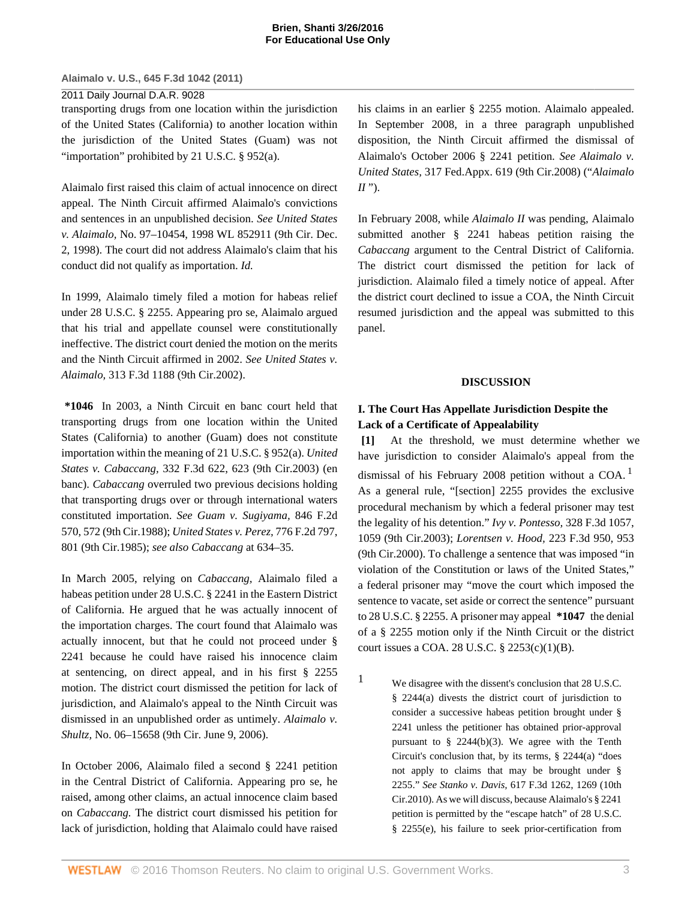transporting drugs from one location within the jurisdiction of the United States (California) to another location within the jurisdiction of the United States (Guam) was not "importation" prohibited by 21 U.S.C. § 952(a).

Alaimalo first raised this claim of actual innocence on direct appeal. The Ninth Circuit affirmed Alaimalo's convictions and sentences in an unpublished decision. *See United States v. Alaimalo,* No. 97–10454, 1998 WL 852911 (9th Cir. Dec. 2, 1998). The court did not address Alaimalo's claim that his conduct did not qualify as importation. *Id.*

In 1999, Alaimalo timely filed a motion for habeas relief under 28 U.S.C. § 2255. Appearing pro se, Alaimalo argued that his trial and appellate counsel were constitutionally ineffective. The district court denied the motion on the merits and the Ninth Circuit affirmed in 2002. *See United States v. Alaimalo,* 313 F.3d 1188 (9th Cir.2002).

**\*1046** In 2003, a Ninth Circuit en banc court held that transporting drugs from one location within the United States (California) to another (Guam) does not constitute importation within the meaning of 21 U.S.C. § 952(a). *United States v. Cabaccang,* 332 F.3d 622, 623 (9th Cir.2003) (en banc). *Cabaccang* overruled two previous decisions holding that transporting drugs over or through international waters constituted importation. *See Guam v. Sugiyama,* 846 F.2d 570, 572 (9th Cir.1988); *United States v. Perez,* 776 F.2d 797, 801 (9th Cir.1985); *see also Cabaccang* at 634–35.

In March 2005, relying on *Cabaccang,* Alaimalo filed a habeas petition under 28 U.S.C. § 2241 in the Eastern District of California. He argued that he was actually innocent of the importation charges. The court found that Alaimalo was actually innocent, but that he could not proceed under § 2241 because he could have raised his innocence claim at sentencing, on direct appeal, and in his first § 2255 motion. The district court dismissed the petition for lack of jurisdiction, and Alaimalo's appeal to the Ninth Circuit was dismissed in an unpublished order as untimely. *Alaimalo v. Shultz,* No. 06–15658 (9th Cir. June 9, 2006).

In October 2006, Alaimalo filed a second § 2241 petition in the Central District of California. Appearing pro se, he raised, among other claims, an actual innocence claim based on *Cabaccang.* The district court dismissed his petition for lack of jurisdiction, holding that Alaimalo could have raised his claims in an earlier § 2255 motion. Alaimalo appealed. In September 2008, in a three paragraph unpublished disposition, the Ninth Circuit affirmed the dismissal of Alaimalo's October 2006 § 2241 petition. *See Alaimalo v. United States,* 317 Fed.Appx. 619 (9th Cir.2008) ("*Alaimalo II*").

In February 2008, while *Alaimalo II* was pending, Alaimalo submitted another § 2241 habeas petition raising the *Cabaccang* argument to the Central District of California. The district court dismissed the petition for lack of jurisdiction. Alaimalo filed a timely notice of appeal. After the district court declined to issue a COA, the Ninth Circuit resumed jurisdiction and the appeal was submitted to this panel.

## DISCUSSION

### I. The Court Has Appellate Jurisdiction Despite the Lack of a Certificate of Appealability

**[1]** At the threshold, we must determine whether we have jurisdiction to consider Alaimalo's appeal from the dismissal of his February 2008 petition without a COA.[1] As a general rule, "[section] 2255 provides the exclusive procedural mechanism by which a federal prisoner may test the legality of his detention." *Ivy v. Pontesso,* 328 F.3d 1057, 1059 (9th Cir.2003); *Lorentsen v. Hood,* 223 F.3d 950, 953 (9th Cir.2000). To challenge a sentence that was imposed "in violation of the Constitution or laws of the United States," a federal prisoner may "move the court which imposed the sentence to vacate, set aside or correct the sentence" pursuant to 28 U.S.C. § 2255. A prisoner may appeal **\*1047** the denial of a § 2255 motion only if the Ninth Circuit or the district court issues a COA. 28 U.S.C. § 2253(c)(1)(B).

1 We disagree with the dissent's conclusion that 28 U.S.C. § 2244(a) divests the district court of jurisdiction to consider a successive habeas petition brought under § 2241 unless the petitioner has obtained prior-approval pursuant to § 2244(b)(3). We agree with the Tenth Circuit's conclusion that, by its terms, § 2244(a) "does not apply to claims that may be brought under § 2255." *See Stanko v. Davis,* 617 F.3d 1262, 1269 (10th Cir.2010). As we will discuss, because Alaimalo's § 2241 petition is permitted by the "escape hatch" of 28 U.S.C. § 2255(e), his failure to seek prior-certification from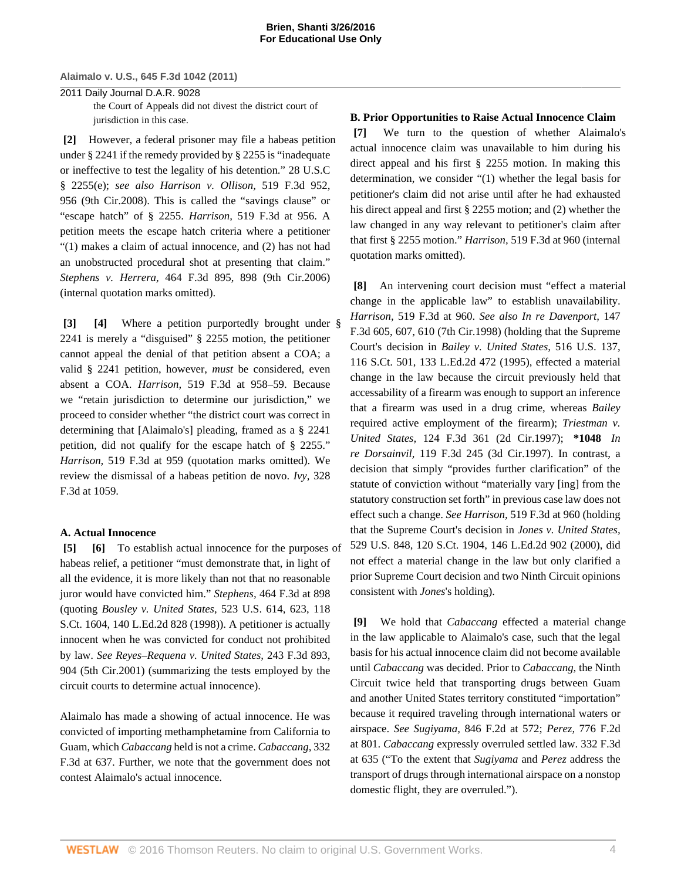the Court of Appeals did not divest the district court of jurisdiction in this case.

**[2]** However, a federal prisoner may file a habeas petition under § 2241 if the remedy provided by § 2255 is "inadequate or ineffective to test the legality of his detention." 28 U.S.C § 2255(e); *see also Harrison v. Ollison,* 519 F.3d 952, 956 (9th Cir.2008). This is called the "savings clause" or "escape hatch" of § 2255. *Harrison,* 519 F.3d at 956. A petition meets the escape hatch criteria where a petitioner "(1) makes a claim of actual innocence, and (2) has not had an unobstructed procedural shot at presenting that claim." *Stephens v. Herrera,* 464 F.3d 895, 898 (9th Cir.2006) (internal quotation marks omitted).

**[3] [4]** Where a petition purportedly brought under § 2241 is merely a "disguised" § 2255 motion, the petitioner cannot appeal the denial of that petition absent a COA; a valid § 2241 petition, however, *must* be considered, even absent a COA. *Harrison,* 519 F.3d at 958–59. Because we "retain jurisdiction to determine our jurisdiction," we proceed to consider whether "the district court was correct in determining that [Alaimalo's] pleading, framed as a § 2241 petition, did not qualify for the escape hatch of § 2255." *Harrison,* 519 F.3d at 959 (quotation marks omitted). We review the dismissal of a habeas petition de novo. *Ivy,* 328 F.3d at 1059.

### A. Actual Innocence

**[5] [6]** To establish actual innocence for the purposes of habeas relief, a petitioner "must demonstrate that, in light of all the evidence, it is more likely than not that no reasonable juror would have convicted him." *Stephens,* 464 F.3d at 898 (quoting *Bousley v. United States,* 523 U.S. 614, 623, 118 S.Ct. 1604, 140 L.Ed.2d 828 (1998)). A petitioner is actually innocent when he was convicted for conduct not prohibited by law. *See Reyes–Requena v. United States,* 243 F.3d 893, 904 (5th Cir.2001) (summarizing the tests employed by the circuit courts to determine actual innocence).

Alaimalo has made a showing of actual innocence. He was convicted of importing methamphetamine from California to Guam, which *Cabaccang* held is not a crime. *Cabaccang,* 332 F.3d at 637. Further, we note that the government does not contest Alaimalo's actual innocence.

### B. Prior Opportunities to Raise Actual Innocence Claim

**[7]** We turn to the question of whether Alaimalo's actual innocence claim was unavailable to him during his direct appeal and his first § 2255 motion. In making this determination, we consider "(1) whether the legal basis for petitioner's claim did not arise until after he had exhausted his direct appeal and first § 2255 motion; and (2) whether the law changed in any way relevant to petitioner's claim after that first § 2255 motion." *Harrison,* 519 F.3d at 960 (internal quotation marks omitted).

**[8]** An intervening court decision must "effect a material change in the applicable law" to establish unavailability. *Harrison,* 519 F.3d at 960. *See also In re Davenport,* 147 F.3d 605, 607, 610 (7th Cir.1998) (holding that the Supreme Court's decision in *Bailey v. United States,* 516 U.S. 137, 116 S.Ct. 501, 133 L.Ed.2d 472 (1995), effected a material change in the law because the circuit previously held that accessability of a firearm was enough to support an inference that a firearm was used in a drug crime, whereas *Bailey* required active employment of the firearm); *Triestman v. United States,* 124 F.3d 361 (2d Cir.1997); **\*1048** *In re Dorsainvil,* 119 F.3d 245 (3d Cir.1997). In contrast, a decision that simply "provides further clarification" of the statute of conviction without "materially vary [ing] from the statutory construction set forth" in previous case law does not effect such a change. *See Harrison,* 519 F.3d at 960 (holding that the Supreme Court's decision in *Jones v. United States,* 529 U.S. 848, 120 S.Ct. 1904, 146 L.Ed.2d 902 (2000), did not effect a material change in the law but only clarified a prior Supreme Court decision and two Ninth Circuit opinions consistent with *Jones*'s holding).

**[9]** We hold that *Cabaccang* effected a material change in the law applicable to Alaimalo's case, such that the legal basis for his actual innocence claim did not become available until *Cabaccang* was decided. Prior to *Cabaccang,* the Ninth Circuit twice held that transporting drugs between Guam and another United States territory constituted "importation" because it required traveling through international waters or airspace. *See Sugiyama,* 846 F.2d at 572; *Perez,* 776 F.2d at 801. *Cabaccang* expressly overruled settled law. 332 F.3d at 635 ("To the extent that *Sugiyama* and *Perez* address the transport of drugs through international airspace on a nonstop domestic flight, they are overruled.").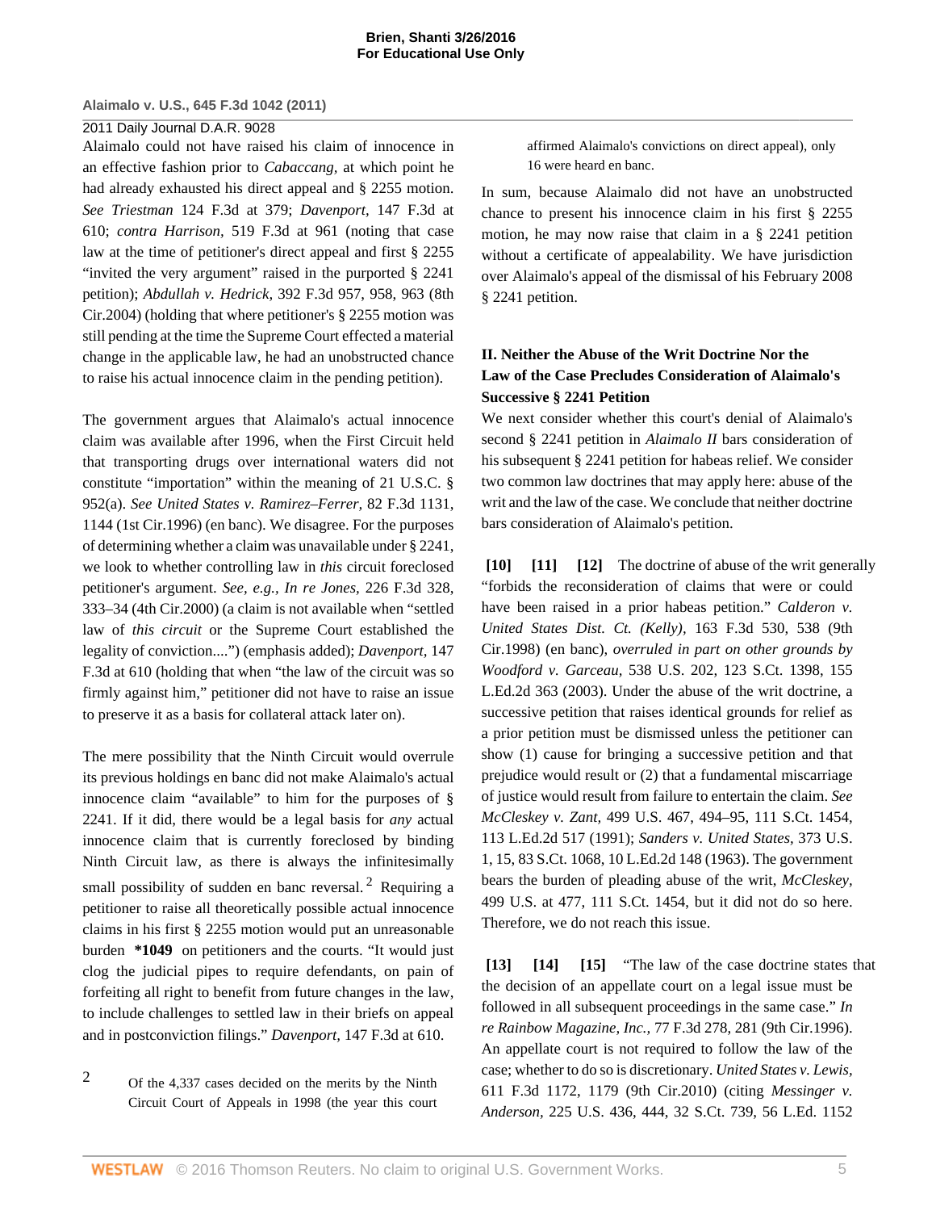Alaimalo could not have raised his claim of innocence in an effective fashion prior to *Cabaccang,* at which point he had already exhausted his direct appeal and § 2255 motion. *See Triestman* 124 F.3d at 379; *Davenport,* 147 F.3d at 610; *contra Harrison,* 519 F.3d at 961 (noting that case law at the time of petitioner's direct appeal and first § 2255 "invited the very argument" raised in the purported § 2241 petition); *Abdullah v. Hedrick,* 392 F.3d 957, 958, 963 (8th Cir.2004) (holding that where petitioner's § 2255 motion was still pending at the time the Supreme Court effected a material change in the applicable law, he had an unobstructed chance to raise his actual innocence claim in the pending petition).

The government argues that Alaimalo's actual innocence claim was available after 1996, when the First Circuit held that transporting drugs over international waters did not constitute "importation" within the meaning of 21 U.S.C. § 952(a). *See United States v. Ramirez–Ferrer,* 82 F.3d 1131, 1144 (1st Cir.1996) (en banc). We disagree. For the purposes of determining whether a claim was unavailable under § 2241, we look to whether controlling law in *this* circuit foreclosed petitioner's argument. *See, e.g., In re Jones,* 226 F.3d 328, 333–34 (4th Cir.2000) (a claim is not available when "settled law of *this circuit* or the Supreme Court established the legality of conviction....") (emphasis added); *Davenport,* 147 F.3d at 610 (holding that when "the law of the circuit was so firmly against him," petitioner did not have to raise an issue to preserve it as a basis for collateral attack later on).

The mere possibility that the Ninth Circuit would overrule its previous holdings en banc did not make Alaimalo's actual innocence claim "available" to him for the purposes of § 2241. If it did, there would be a legal basis for *any* actual innocence claim that is currently foreclosed by binding Ninth Circuit law, as there is always the infinitesimally small possibility of sudden en banc reversal.[2] Requiring a petitioner to raise all theoretically possible actual innocence claims in his first § 2255 motion would put an unreasonable burden **\*1049** on petitioners and the courts. "It would just clog the judicial pipes to require defendants, on pain of forfeiting all right to benefit from future changes in the law, to include challenges to settled law in their briefs on appeal and in postconviction filings." *Davenport,* 147 F.3d at 610.

[2] Of the 4,337 cases decided on the merits by the Ninth Circuit Court of Appeals in 1998 (the year this court affirmed Alaimalo's convictions on direct appeal), only 16 were heard en banc.

In sum, because Alaimalo did not have an unobstructed chance to present his innocence claim in his first § 2255 motion, he may now raise that claim in a § 2241 petition without a certificate of appealability. We have jurisdiction over Alaimalo's appeal of the dismissal of his February 2008 § 2241 petition.

## II. Neither the Abuse of the Writ Doctrine Nor the Law of the Case Precludes Consideration of Alaimalo's Successive § 2241 Petition

We next consider whether this court's denial of Alaimalo's second § 2241 petition in *Alaimalo II* bars consideration of his subsequent § 2241 petition for habeas relief. We consider two common law doctrines that may apply here: abuse of the writ and the law of the case. We conclude that neither doctrine bars consideration of Alaimalo's petition.

**[10] [11] [12]** The doctrine of abuse of the writ generally "forbids the reconsideration of claims that were or could have been raised in a prior habeas petition." *Calderon v. United States Dist. Ct. (Kelly),* 163 F.3d 530, 538 (9th Cir.1998) (en banc), *overruled in part on other grounds by Woodford v. Garceau,* 538 U.S. 202, 123 S.Ct. 1398, 155 L.Ed.2d 363 (2003). Under the abuse of the writ doctrine, a successive petition that raises identical grounds for relief as a prior petition must be dismissed unless the petitioner can show (1) cause for bringing a successive petition and that prejudice would result or (2) that a fundamental miscarriage of justice would result from failure to entertain the claim. *See McCleskey v. Zant,* 499 U.S. 467, 494–95, 111 S.Ct. 1454, 113 L.Ed.2d 517 (1991); *Sanders v. United States,* 373 U.S. 1, 15, 83 S.Ct. 1068, 10 L.Ed.2d 148 (1963). The government bears the burden of pleading abuse of the writ, *McCleskey,* 499 U.S. at 477, 111 S.Ct. 1454, but it did not do so here. Therefore, we do not reach this issue.

**[13] [14] [15]** "The law of the case doctrine states that the decision of an appellate court on a legal issue must be followed in all subsequent proceedings in the same case." *In re Rainbow Magazine, Inc.,* 77 F.3d 278, 281 (9th Cir.1996). An appellate court is not required to follow the law of the case; whether to do so is discretionary. *United States v. Lewis,* 611 F.3d 1172, 1179 (9th Cir.2010) (citing *Messinger v. Anderson,* 225 U.S. 436, 444, 32 S.Ct. 739, 56 L.Ed. 1152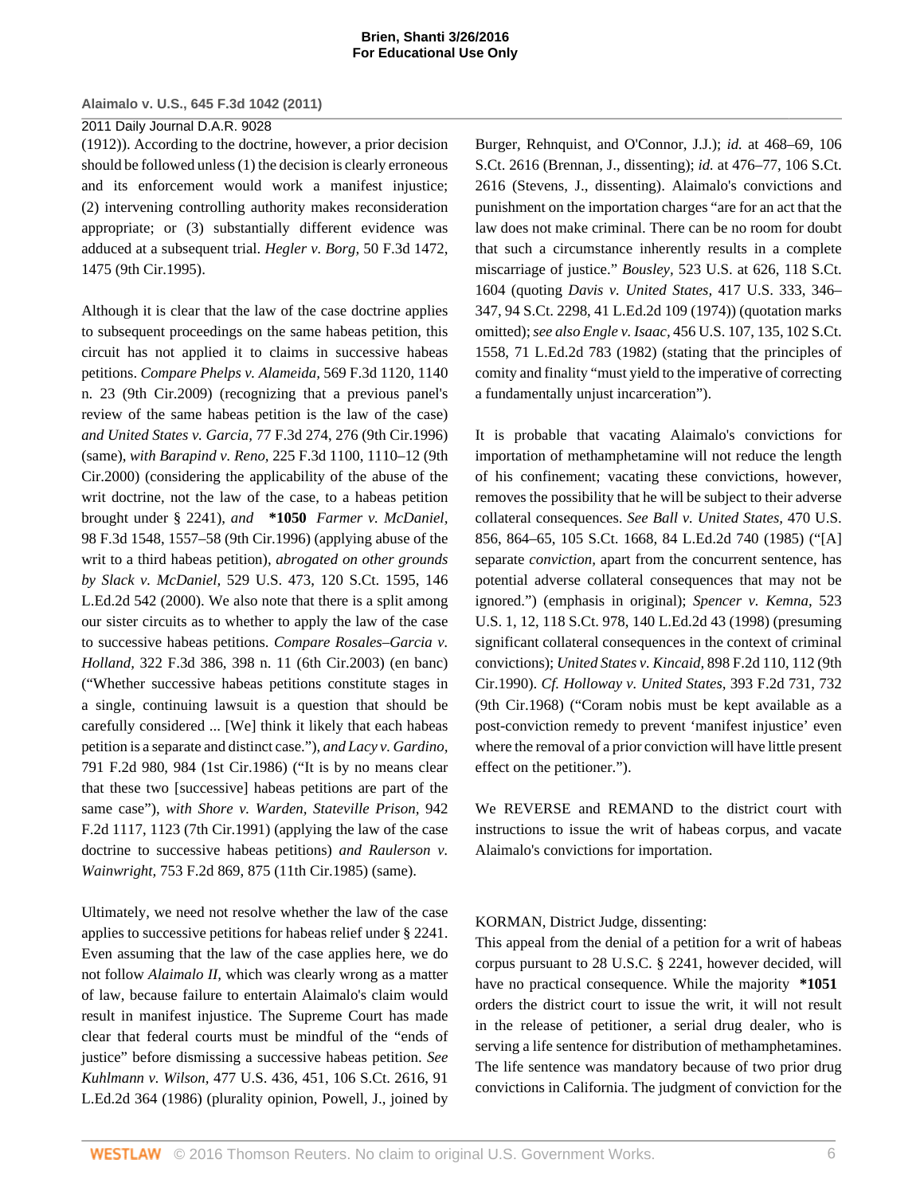(1912)). According to the doctrine, however, a prior decision should be followed unless (1) the decision is clearly erroneous and its enforcement would work a manifest injustice; (2) intervening controlling authority makes reconsideration appropriate; or (3) substantially different evidence was adduced at a subsequent trial. *Hegler v. Borg,* 50 F.3d 1472, 1475 (9th Cir.1995).

Although it is clear that the law of the case doctrine applies to subsequent proceedings on the same habeas petition, this circuit has not applied it to claims in successive habeas petitions. *Compare Phelps v. Alameida,* 569 F.3d 1120, 1140 n. 23 (9th Cir.2009) (recognizing that a previous panel's review of the same habeas petition is the law of the case) *and United States v. Garcia,* 77 F.3d 274, 276 (9th Cir.1996) (same), *with Barapind v. Reno,* 225 F.3d 1100, 1110–12 (9th Cir.2000) (considering the applicability of the abuse of the writ doctrine, not the law of the case, to a habeas petition brought under § 2241), *and* **\*1050** *Farmer v. McDaniel,* 98 F.3d 1548, 1557–58 (9th Cir.1996) (applying abuse of the writ to a third habeas petition), *abrogated on other grounds by Slack v. McDaniel,* 529 U.S. 473, 120 S.Ct. 1595, 146 L.Ed.2d 542 (2000). We also note that there is a split among our sister circuits as to whether to apply the law of the case to successive habeas petitions. *Compare Rosales–Garcia v. Holland,* 322 F.3d 386, 398 n. 11 (6th Cir.2003) (en banc) ("Whether successive habeas petitions constitute stages in a single, continuing lawsuit is a question that should be carefully considered ... [We] think it likely that each habeas petition is a separate and distinct case."), *and Lacy v. Gardino,* 791 F.2d 980, 984 (1st Cir.1986) ("It is by no means clear that these two [successive] habeas petitions are part of the same case"), *with Shore v. Warden, Stateville Prison,* 942 F.2d 1117, 1123 (7th Cir.1991) (applying the law of the case doctrine to successive habeas petitions) *and Raulerson v. Wainwright,* 753 F.2d 869, 875 (11th Cir.1985) (same).

Ultimately, we need not resolve whether the law of the case applies to successive petitions for habeas relief under § 2241. Even assuming that the law of the case applies here, we do not follow *Alaimalo II,* which was clearly wrong as a matter of law, because failure to entertain Alaimalo's claim would result in manifest injustice. The Supreme Court has made clear that federal courts must be mindful of the "ends of justice" before dismissing a successive habeas petition. *See Kuhlmann v. Wilson,* 477 U.S. 436, 451, 106 S.Ct. 2616, 91 L.Ed.2d 364 (1986) (plurality opinion, Powell, J., joined by Burger, Rehnquist, and O'Connor, J.J.); *id.* at 468–69, 106 S.Ct. 2616 (Brennan, J., dissenting); *id.* at 476–77, 106 S.Ct. 2616 (Stevens, J., dissenting). Alaimalo's convictions and punishment on the importation charges "are for an act that the law does not make criminal. There can be no room for doubt that such a circumstance inherently results in a complete miscarriage of justice." *Bousley,* 523 U.S. at 626, 118 S.Ct. 1604 (quoting *Davis v. United States,* 417 U.S. 333, 346–347, 94 S.Ct. 2298, 41 L.Ed.2d 109 (1974)) (quotation marks omitted); *see also Engle v. Isaac,* 456 U.S. 107, 135, 102 S.Ct. 1558, 71 L.Ed.2d 783 (1982) (stating that the principles of comity and finality "must yield to the imperative of correcting a fundamentally unjust incarceration").

It is probable that vacating Alaimalo's convictions for importation of methamphetamine will not reduce the length of his confinement; vacating these convictions, however, removes the possibility that he will be subject to their adverse collateral consequences. *See Ball v. United States,* 470 U.S. 856, 864–65, 105 S.Ct. 1668, 84 L.Ed.2d 740 (1985) ("[A] separate *conviction,* apart from the concurrent sentence, has potential adverse collateral consequences that may not be ignored.") (emphasis in original); *Spencer v. Kemna,* 523 U.S. 1, 12, 118 S.Ct. 978, 140 L.Ed.2d 43 (1998) (presuming significant collateral consequences in the context of criminal convictions); *United States v. Kincaid,* 898 F.2d 110, 112 (9th Cir.1990). *Cf. Holloway v. United States,* 393 F.2d 731, 732 (9th Cir.1968) ("Coram nobis must be kept available as a post-conviction remedy to prevent 'manifest injustice' even where the removal of a prior conviction will have little present effect on the petitioner.").

We REVERSE and REMAND to the district court with instructions to issue the writ of habeas corpus, and vacate Alaimalo's convictions for importation.

KORMAN, District Judge, dissenting:

This appeal from the denial of a petition for a writ of habeas corpus pursuant to 28 U.S.C. § 2241, however decided, will have no practical consequence. While the majority **\*1051** orders the district court to issue the writ, it will not result in the release of petitioner, a serial drug dealer, who is serving a life sentence for distribution of methamphetamines. The life sentence was mandatory because of two prior drug convictions in California. The judgment of conviction for the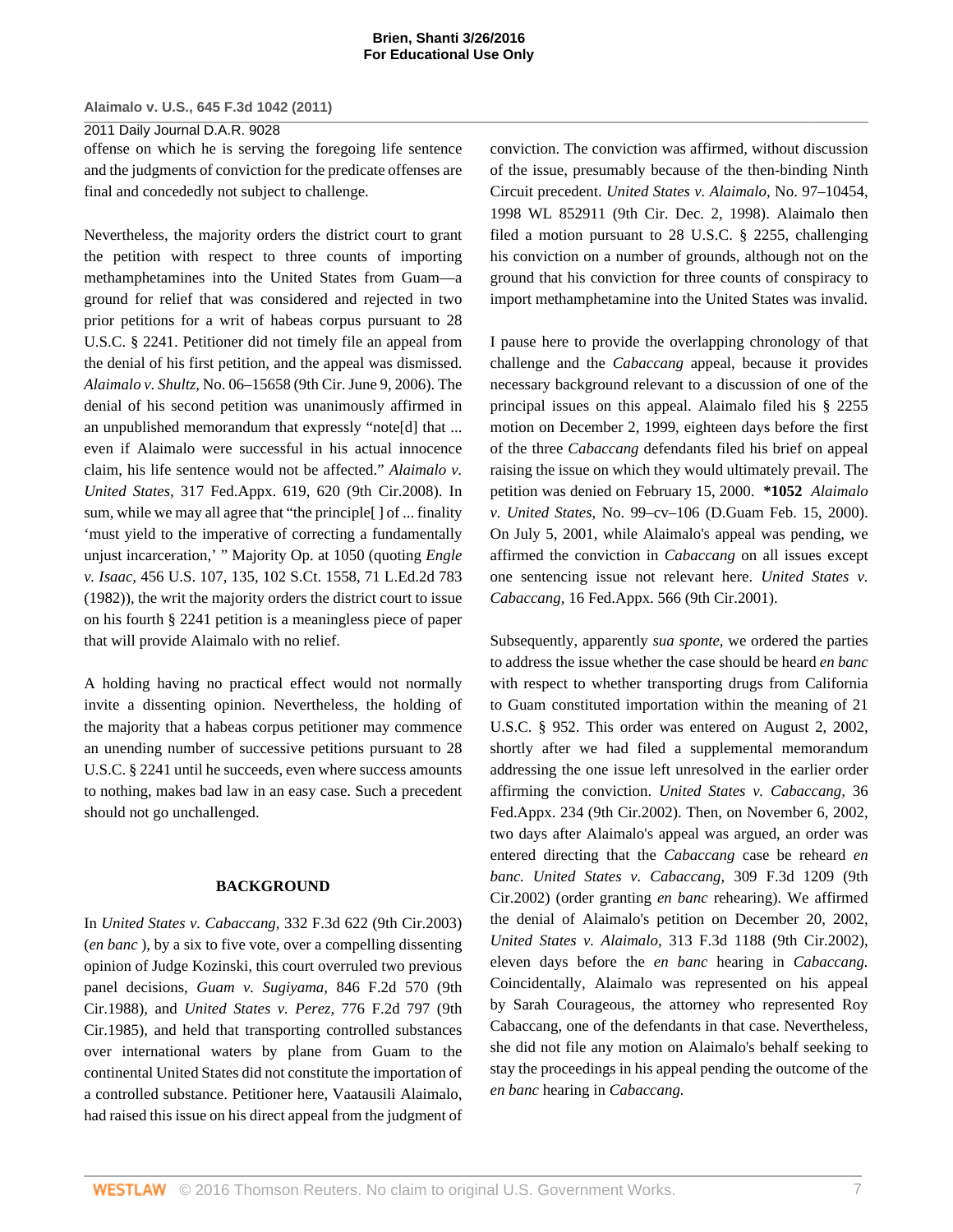offense on which he is serving the foregoing life sentence and the judgments of conviction for the predicate offenses are final and concededly not subject to challenge.

Nevertheless, the majority orders the district court to grant the petition with respect to three counts of importing methamphetamines into the United States from Guam—a ground for relief that was considered and rejected in two prior petitions for a writ of habeas corpus pursuant to 28 U.S.C. § 2241. Petitioner did not timely file an appeal from the denial of his first petition, and the appeal was dismissed. *Alaimalo v. Shultz,* No. 06–15658 (9th Cir. June 9, 2006). The denial of his second petition was unanimously affirmed in an unpublished memorandum that expressly "note[d] that ... even if Alaimalo were successful in his actual innocence claim, his life sentence would not be affected." *Alaimalo v. United States,* 317 Fed.Appx. 619, 620 (9th Cir.2008). In sum, while we may all agree that "the principle[ ] of ... finality 'must yield to the imperative of correcting a fundamentally unjust incarceration,' " Majority Op. at 1050 (quoting *Engle v. Isaac,* 456 U.S. 107, 135, 102 S.Ct. 1558, 71 L.Ed.2d 783 (1982)), the writ the majority orders the district court to issue on his fourth § 2241 petition is a meaningless piece of paper that will provide Alaimalo with no relief.

A holding having no practical effect would not normally invite a dissenting opinion. Nevertheless, the holding of the majority that a habeas corpus petitioner may commence an unending number of successive petitions pursuant to 28 U.S.C. § 2241 until he succeeds, even where success amounts to nothing, makes bad law in an easy case. Such a precedent should not go unchallenged.

## BACKGROUND

In *United States v. Cabaccang,* 332 F.3d 622 (9th Cir.2003) (*en banc* ), by a six to five vote, over a compelling dissenting opinion of Judge Kozinski, this court overruled two previous panel decisions, *Guam v. Sugiyama,* 846 F.2d 570 (9th Cir.1988), and *United States v. Perez,* 776 F.2d 797 (9th Cir.1985), and held that transporting controlled substances over international waters by plane from Guam to the continental United States did not constitute the importation of a controlled substance. Petitioner here, Vaatausili Alaimalo, had raised this issue on his direct appeal from the judgment of conviction. The conviction was affirmed, without discussion of the issue, presumably because of the then-binding Ninth Circuit precedent. *United States v. Alaimalo,* No. 97–10454, 1998 WL 852911 (9th Cir. Dec. 2, 1998). Alaimalo then filed a motion pursuant to 28 U.S.C. § 2255, challenging his conviction on a number of grounds, although not on the ground that his conviction for three counts of conspiracy to import methamphetamine into the United States was invalid.

I pause here to provide the overlapping chronology of that challenge and the *Cabaccang* appeal, because it provides necessary background relevant to a discussion of one of the principal issues on this appeal. Alaimalo filed his § 2255 motion on December 2, 1999, eighteen days before the first of the three *Cabaccang* defendants filed his brief on appeal raising the issue on which they would ultimately prevail. The petition was denied on February 15, 2000. **\*1052** *Alaimalo v. United States,* No. 99–cv–106 (D.Guam Feb. 15, 2000). On July 5, 2001, while Alaimalo's appeal was pending, we affirmed the conviction in *Cabaccang* on all issues except one sentencing issue not relevant here. *United States v. Cabaccang,* 16 Fed.Appx. 566 (9th Cir.2001).

Subsequently, apparently *sua sponte,* we ordered the parties to address the issue whether the case should be heard *en banc* with respect to whether transporting drugs from California to Guam constituted importation within the meaning of 21 U.S.C. § 952. This order was entered on August 2, 2002, shortly after we had filed a supplemental memorandum addressing the one issue left unresolved in the earlier order affirming the conviction. *United States v. Cabaccang,* 36 Fed.Appx. 234 (9th Cir.2002). Then, on November 6, 2002, two days after Alaimalo's appeal was argued, an order was entered directing that the *Cabaccang* case be reheard *en banc. United States v. Cabaccang,* 309 F.3d 1209 (9th Cir.2002) (order granting *en banc* rehearing). We affirmed the denial of Alaimalo's petition on December 20, 2002, *United States v. Alaimalo,* 313 F.3d 1188 (9th Cir.2002), eleven days before the *en banc* hearing in *Cabaccang.* Coincidentally, Alaimalo was represented on his appeal by Sarah Courageous, the attorney who represented Roy Cabaccang, one of the defendants in that case. Nevertheless, she did not file any motion on Alaimalo's behalf seeking to stay the proceedings in his appeal pending the outcome of the *en banc* hearing in *Cabaccang.*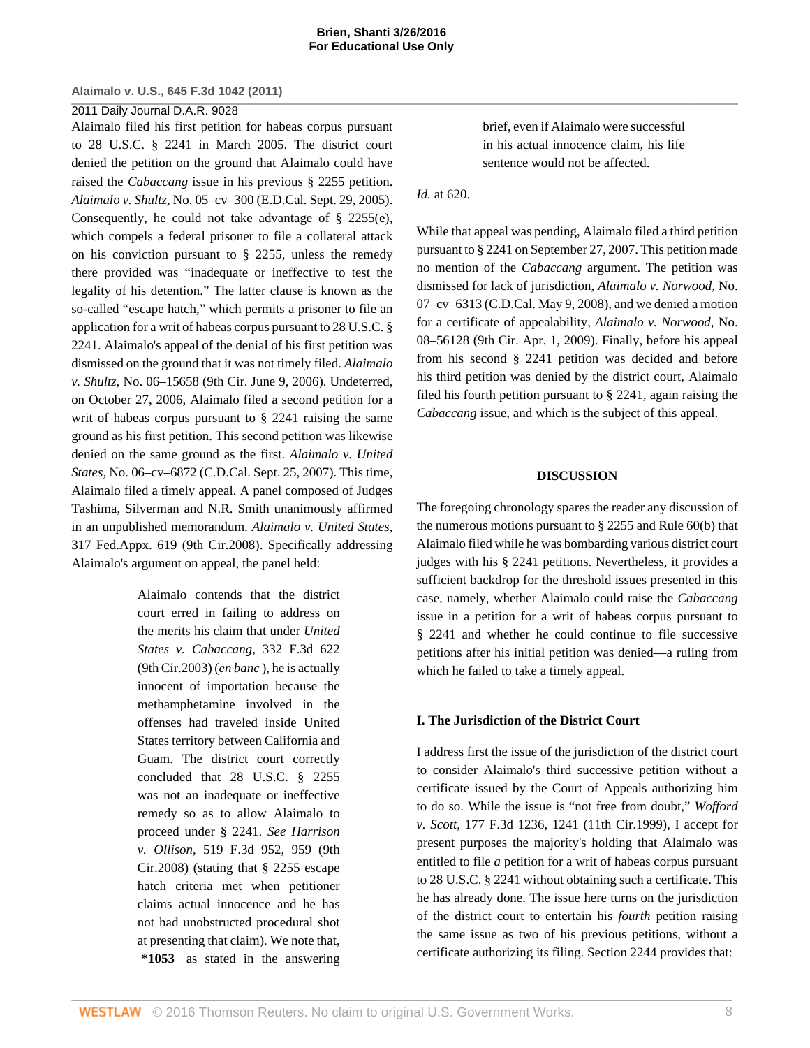Alaimalo filed his first petition for habeas corpus pursuant to 28 U.S.C. § 2241 in March 2005. The district court denied the petition on the ground that Alaimalo could have raised the *Cabaccang* issue in his previous § 2255 petition. *Alaimalo v. Shultz,* No. 05–cv–300 (E.D.Cal. Sept. 29, 2005). Consequently, he could not take advantage of § 2255(e), which compels a federal prisoner to file a collateral attack on his conviction pursuant to § 2255, unless the remedy there provided was "inadequate or ineffective to test the legality of his detention." The latter clause is known as the so-called "escape hatch," which permits a prisoner to file an application for a writ of habeas corpus pursuant to 28 U.S.C. § 2241. Alaimalo's appeal of the denial of his first petition was dismissed on the ground that it was not timely filed. *Alaimalo v. Shultz,* No. 06–15658 (9th Cir. June 9, 2006). Undeterred, on October 27, 2006, Alaimalo filed a second petition for a writ of habeas corpus pursuant to § 2241 raising the same ground as his first petition. This second petition was likewise denied on the same ground as the first. *Alaimalo v. United States,* No. 06–cv–6872 (C.D.Cal. Sept. 25, 2007). This time, Alaimalo filed a timely appeal. A panel composed of Judges Tashima, Silverman and N.R. Smith unanimously affirmed in an unpublished memorandum. *Alaimalo v. United States,* 317 Fed.Appx. 619 (9th Cir.2008). Specifically addressing Alaimalo's argument on appeal, the panel held:

> Alaimalo contends that the district court erred in failing to address on the merits his claim that under *United States v. Cabaccang,* 332 F.3d 622 (9th Cir.2003) (*en banc* ), he is actually innocent of importation because the methamphetamine involved in the offenses had traveled inside United States territory between California and Guam. The district court correctly concluded that 28 U.S.C. § 2255 was not an inadequate or ineffective remedy so as to allow Alaimalo to proceed under § 2241. *See Harrison v. Ollison,* 519 F.3d 952, 959 (9th Cir.2008) (stating that § 2255 escape hatch criteria met when petitioner claims actual innocence and he has not had unobstructed procedural shot at presenting that claim). We note that, **\*1053** as stated in the answering brief, even if Alaimalo were successful in his actual innocence claim, his life sentence would not be affected.

*Id.* at 620.

While that appeal was pending, Alaimalo filed a third petition pursuant to § 2241 on September 27, 2007. This petition made no mention of the *Cabaccang* argument. The petition was dismissed for lack of jurisdiction, *Alaimalo v. Norwood,* No. 07–cv–6313 (C.D.Cal. May 9, 2008), and we denied a motion for a certificate of appealability, *Alaimalo v. Norwood,* No. 08–56128 (9th Cir. Apr. 1, 2009). Finally, before his appeal from his second § 2241 petition was decided and before his third petition was denied by the district court, Alaimalo filed his fourth petition pursuant to § 2241, again raising the *Cabaccang* issue, and which is the subject of this appeal.

## DISCUSSION

The foregoing chronology spares the reader any discussion of the numerous motions pursuant to § 2255 and Rule 60(b) that Alaimalo filed while he was bombarding various district court judges with his § 2241 petitions. Nevertheless, it provides a sufficient backdrop for the threshold issues presented in this case, namely, whether Alaimalo could raise the *Cabaccang* issue in a petition for a writ of habeas corpus pursuant to § 2241 and whether he could continue to file successive petitions after his initial petition was denied—a ruling from which he failed to take a timely appeal.

### I. The Jurisdiction of the District Court

I address first the issue of the jurisdiction of the district court to consider Alaimalo's third successive petition without a certificate issued by the Court of Appeals authorizing him to do so. While the issue is "not free from doubt," *Wofford v. Scott,* 177 F.3d 1236, 1241 (11th Cir.1999), I accept for present purposes the majority's holding that Alaimalo was entitled to file *a* petition for a writ of habeas corpus pursuant to 28 U.S.C. § 2241 without obtaining such a certificate. This he has already done. The issue here turns on the jurisdiction of the district court to entertain his *fourth* petition raising the same issue as two of his previous petitions, without a certificate authorizing its filing. Section 2244 provides that: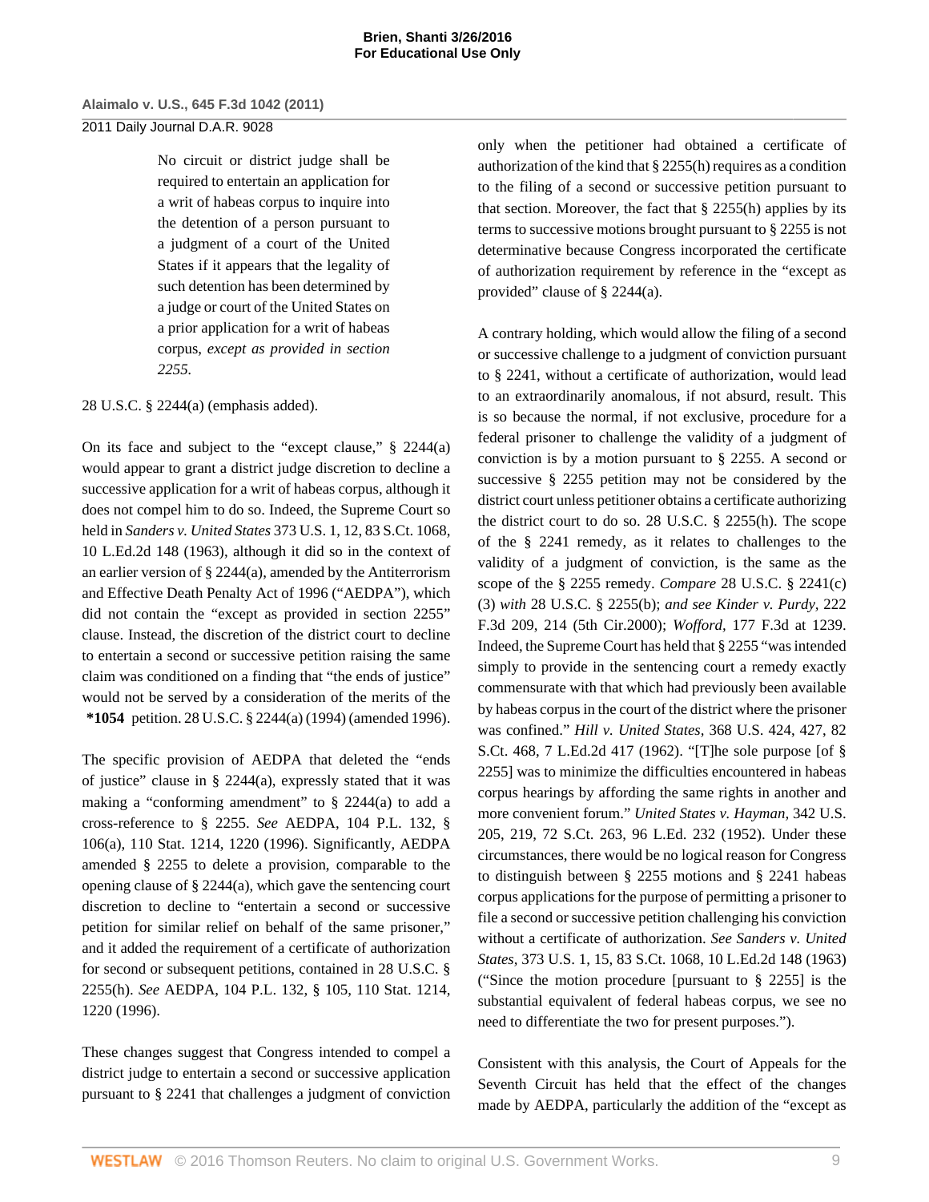> No circuit or district judge shall be required to entertain an application for a writ of habeas corpus to inquire into the detention of a person pursuant to a judgment of a court of the United States if it appears that the legality of such detention has been determined by a judge or court of the United States on a prior application for a writ of habeas corpus, *except as provided in section 2255.*

28 U.S.C. § 2244(a) (emphasis added).

On its face and subject to the "except clause," § 2244(a) would appear to grant a district judge discretion to decline a successive application for a writ of habeas corpus, although it does not compel him to do so. Indeed, the Supreme Court so held in *Sanders v. United States* 373 U.S. 1, 12, 83 S.Ct. 1068, 10 L.Ed.2d 148 (1963), although it did so in the context of an earlier version of § 2244(a), amended by the Antiterrorism and Effective Death Penalty Act of 1996 ("AEDPA"), which did not contain the "except as provided in section 2255" clause. Instead, the discretion of the district court to decline to entertain a second or successive petition raising the same claim was conditioned on a finding that "the ends of justice" would not be served by a consideration of the merits of the **\*1054** petition. 28 U.S.C. § 2244(a) (1994) (amended 1996).

The specific provision of AEDPA that deleted the "ends of justice" clause in § 2244(a), expressly stated that it was making a "conforming amendment" to § 2244(a) to add a cross-reference to § 2255. *See* AEDPA, 104 P.L. 132, § 106(a), 110 Stat. 1214, 1220 (1996). Significantly, AEDPA amended § 2255 to delete a provision, comparable to the opening clause of § 2244(a), which gave the sentencing court discretion to decline to "entertain a second or successive petition for similar relief on behalf of the same prisoner," and it added the requirement of a certificate of authorization for second or subsequent petitions, contained in 28 U.S.C. § 2255(h). *See* AEDPA, 104 P.L. 132, § 105, 110 Stat. 1214, 1220 (1996).

These changes suggest that Congress intended to compel a district judge to entertain a second or successive application pursuant to § 2241 that challenges a judgment of conviction only when the petitioner had obtained a certificate of authorization of the kind that § 2255(h) requires as a condition to the filing of a second or successive petition pursuant to that section. Moreover, the fact that § 2255(h) applies by its terms to successive motions brought pursuant to § 2255 is not determinative because Congress incorporated the certificate of authorization requirement by reference in the "except as provided" clause of § 2244(a).

A contrary holding, which would allow the filing of a second or successive challenge to a judgment of conviction pursuant to § 2241, without a certificate of authorization, would lead to an extraordinarily anomalous, if not absurd, result. This is so because the normal, if not exclusive, procedure for a federal prisoner to challenge the validity of a judgment of conviction is by a motion pursuant to § 2255. A second or successive § 2255 petition may not be considered by the district court unless petitioner obtains a certificate authorizing the district court to do so. 28 U.S.C. § 2255(h). The scope of the § 2241 remedy, as it relates to challenges to the validity of a judgment of conviction, is the same as the scope of the § 2255 remedy. *Compare* 28 U.S.C. § 2241(c)(3) *with* 28 U.S.C. § 2255(b); *and see Kinder v. Purdy*, 222 F.3d 209, 214 (5th Cir.2000); *Wofford*, 177 F.3d at 1239. Indeed, the Supreme Court has held that § 2255 "was intended simply to provide in the sentencing court a remedy exactly commensurate with that which had previously been available by habeas corpus in the court of the district where the prisoner was confined." *Hill v. United States*, 368 U.S. 424, 427, 82 S.Ct. 468, 7 L.Ed.2d 417 (1962). "[T]he sole purpose [of § 2255] was to minimize the difficulties encountered in habeas corpus hearings by affording the same rights in another and more convenient forum." *United States v. Hayman*, 342 U.S. 205, 219, 72 S.Ct. 263, 96 L.Ed. 232 (1952). Under these circumstances, there would be no logical reason for Congress to distinguish between § 2255 motions and § 2241 habeas corpus applications for the purpose of permitting a prisoner to file a second or successive petition challenging his conviction without a certificate of authorization. *See Sanders v. United States*, 373 U.S. 1, 15, 83 S.Ct. 1068, 10 L.Ed.2d 148 (1963) ("Since the motion procedure [pursuant to § 2255] is the substantial equivalent of federal habeas corpus, we see no need to differentiate the two for present purposes.").

Consistent with this analysis, the Court of Appeals for the Seventh Circuit has held that the effect of the changes made by AEDPA, particularly the addition of the "except as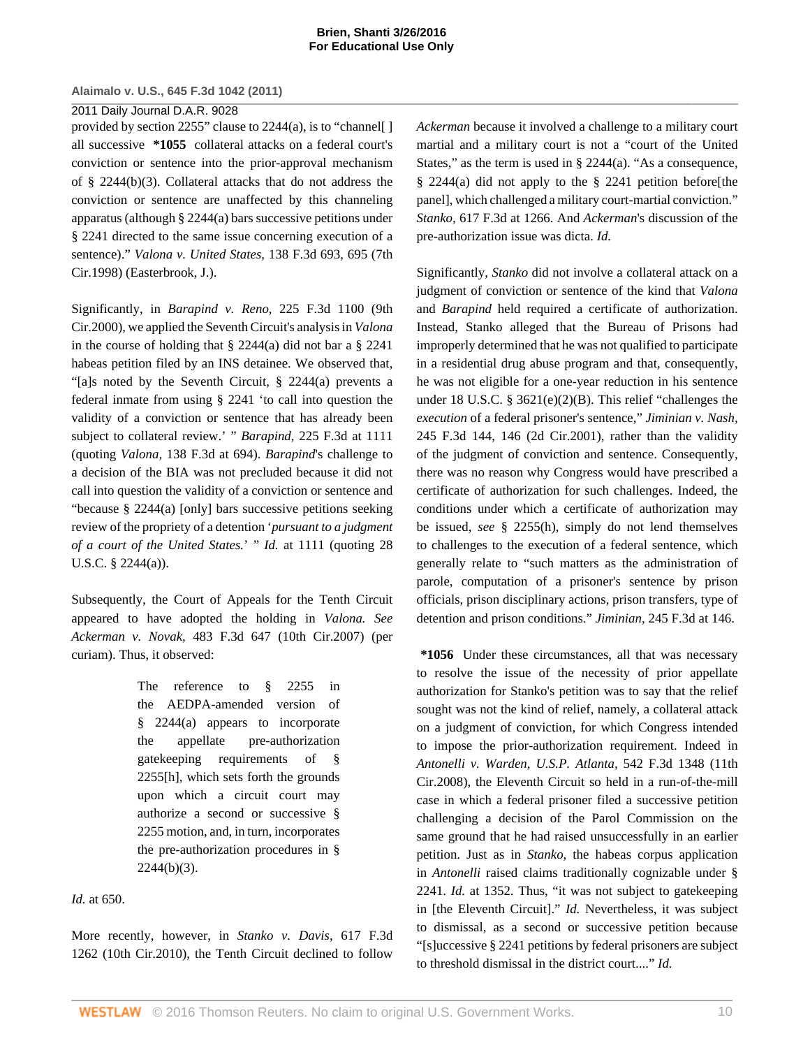provided by section 2255" clause to 2244(a), is to "channel[ ] all successive **\*1055** collateral attacks on a federal court's conviction or sentence into the prior-approval mechanism of § 2244(b)(3). Collateral attacks that do not address the conviction or sentence are unaffected by this channeling apparatus (although § 2244(a) bars successive petitions under § 2241 directed to the same issue concerning execution of a sentence)." *Valona v. United States,* 138 F.3d 693, 695 (7th Cir.1998) (Easterbrook, J.).

Significantly, in *Barapind v. Reno,* 225 F.3d 1100 (9th Cir.2000), we applied the Seventh Circuit's analysis in *Valona* in the course of holding that § 2244(a) did not bar a § 2241 habeas petition filed by an INS detainee. We observed that, "[a]s noted by the Seventh Circuit, § 2244(a) prevents a federal inmate from using § 2241 'to call into question the validity of a conviction or sentence that has already been subject to collateral review.' " *Barapind,* 225 F.3d at 1111 (quoting *Valona,* 138 F.3d at 694). *Barapind*'s challenge to a decision of the BIA was not precluded because it did not call into question the validity of a conviction or sentence and "because § 2244(a) [only] bars successive petitions seeking review of the propriety of a detention '*pursuant to a judgment of a court of the United States.*' " *Id.* at 1111 (quoting 28 U.S.C. § 2244(a)).

Subsequently, the Court of Appeals for the Tenth Circuit appeared to have adopted the holding in *Valona. See Ackerman v. Novak,* 483 F.3d 647 (10th Cir.2007) (per curiam). Thus, it observed:

> The reference to § 2255 in the AEDPA-amended version of § 2244(a) appears to incorporate the appellate pre-authorization gatekeeping requirements of § 2255[h], which sets forth the grounds upon which a circuit court may authorize a second or successive § 2255 motion, and, in turn, incorporates the pre-authorization procedures in § 2244(b)(3).

*Id.* at 650.

More recently, however, in *Stanko v. Davis,* 617 F.3d 1262 (10th Cir.2010), the Tenth Circuit declined to follow *Ackerman* because it involved a challenge to a military court martial and a military court is not a "court of the United States," as the term is used in § 2244(a). "As a consequence, § 2244(a) did not apply to the § 2241 petition before[the panel], which challenged a military court-martial conviction." *Stanko,* 617 F.3d at 1266. And *Ackerman*'s discussion of the pre-authorization issue was dicta. *Id.*

Significantly, *Stanko* did not involve a collateral attack on a judgment of conviction or sentence of the kind that *Valona* and *Barapind* held required a certificate of authorization. Instead, Stanko alleged that the Bureau of Prisons had improperly determined that he was not qualified to participate in a residential drug abuse program and that, consequently, he was not eligible for a one-year reduction in his sentence under 18 U.S.C. § 3621(e)(2)(B). This relief "challenges the *execution* of a federal prisoner's sentence," *Jiminian v. Nash,* 245 F.3d 144, 146 (2d Cir.2001), rather than the validity of the judgment of conviction and sentence. Consequently, there was no reason why Congress would have prescribed a certificate of authorization for such challenges. Indeed, the conditions under which a certificate of authorization may be issued, *see* § 2255(h), simply do not lend themselves to challenges to the execution of a federal sentence, which generally relate to "such matters as the administration of parole, computation of a prisoner's sentence by prison officials, prison disciplinary actions, prison transfers, type of detention and prison conditions." *Jiminian,* 245 F.3d at 146.

**\*1056** Under these circumstances, all that was necessary to resolve the issue of the necessity of prior appellate authorization for Stanko's petition was to say that the relief sought was not the kind of relief, namely, a collateral attack on a judgment of conviction, for which Congress intended to impose the prior-authorization requirement. Indeed in *Antonelli v. Warden, U.S.P. Atlanta,* 542 F.3d 1348 (11th Cir.2008), the Eleventh Circuit so held in a run-of-the-mill case in which a federal prisoner filed a successive petition challenging a decision of the Parol Commission on the same ground that he had raised unsuccessfully in an earlier petition. Just as in *Stanko,* the habeas corpus application in *Antonelli* raised claims traditionally cognizable under § 2241. *Id.* at 1352. Thus, "it was not subject to gatekeeping in [the Eleventh Circuit]." *Id.* Nevertheless, it was subject to dismissal, as a second or successive petition because "[s]uccessive § 2241 petitions by federal prisoners are subject to threshold dismissal in the district court...." *Id.*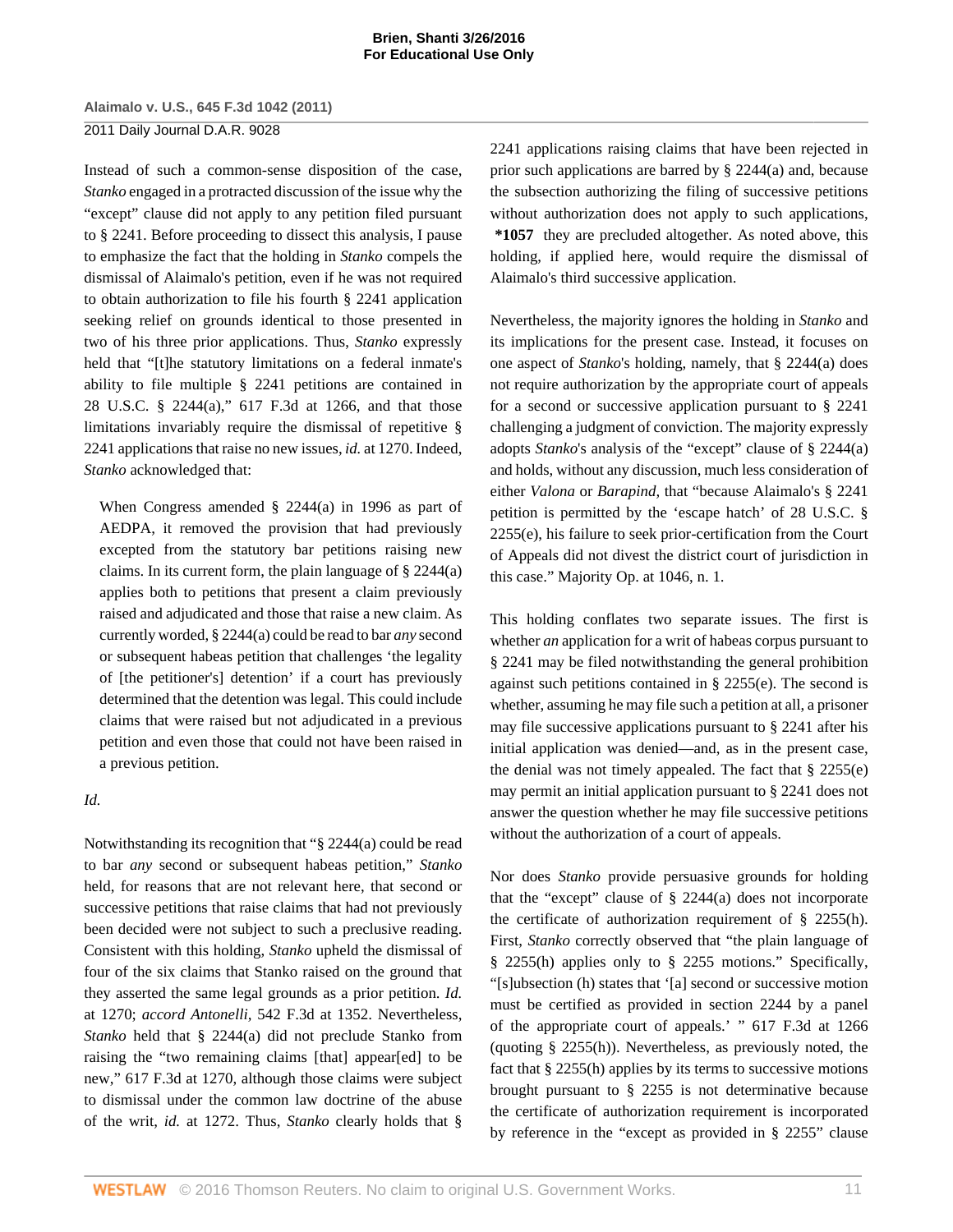Instead of such a common-sense disposition of the case, *Stanko* engaged in a protracted discussion of the issue why the "except" clause did not apply to any petition filed pursuant to § 2241. Before proceeding to dissect this analysis, I pause to emphasize the fact that the holding in *Stanko* compels the dismissal of Alaimalo's petition, even if he was not required to obtain authorization to file his fourth § 2241 application seeking relief on grounds identical to those presented in two of his three prior applications. Thus, *Stanko* expressly held that "[t]he statutory limitations on a federal inmate's ability to file multiple § 2241 petitions are contained in 28 U.S.C. § 2244(a)," 617 F.3d at 1266, and that those limitations invariably require the dismissal of repetitive § 2241 applications that raise no new issues, *id.* at 1270. Indeed, *Stanko* acknowledged that:

> When Congress amended § 2244(a) in 1996 as part of AEDPA, it removed the provision that had previously excepted from the statutory bar petitions raising new claims. In its current form, the plain language of § 2244(a) applies both to petitions that present a claim previously raised and adjudicated and those that raise a new claim. As currently worded, § 2244(a) could be read to bar *any* second or subsequent habeas petition that challenges 'the legality of [the petitioner's] detention' if a court has previously determined that the detention was legal. This could include claims that were raised but not adjudicated in a previous petition and even those that could not have been raised in a previous petition.

*Id.*

Notwithstanding its recognition that "§ 2244(a) could be read to bar *any* second or subsequent habeas petition," *Stanko* held, for reasons that are not relevant here, that second or successive petitions that raise claims that had not previously been decided were not subject to such a preclusive reading. Consistent with this holding, *Stanko* upheld the dismissal of four of the six claims that Stanko raised on the ground that they asserted the same legal grounds as a prior petition. *Id.* at 1270; *accord Antonelli,* 542 F.3d at 1352. Nevertheless, *Stanko* held that § 2244(a) did not preclude Stanko from raising the "two remaining claims [that] appear[ed] to be new," 617 F.3d at 1270, although those claims were subject to dismissal under the common law doctrine of the abuse of the writ, *id.* at 1272. Thus, *Stanko* clearly holds that § 2241 applications raising claims that have been rejected in prior such applications are barred by § 2244(a) and, because the subsection authorizing the filing of successive petitions without authorization does not apply to such applications, **\*1057** they are precluded altogether. As noted above, this holding, if applied here, would require the dismissal of Alaimalo's third successive application.

Nevertheless, the majority ignores the holding in *Stanko* and its implications for the present case. Instead, it focuses on one aspect of *Stanko*'s holding, namely, that § 2244(a) does not require authorization by the appropriate court of appeals for a second or successive application pursuant to § 2241 challenging a judgment of conviction. The majority expressly adopts *Stanko*'s analysis of the "except" clause of § 2244(a) and holds, without any discussion, much less consideration of either *Valona* or *Barapind,* that "because Alaimalo's § 2241 petition is permitted by the 'escape hatch' of 28 U.S.C. § 2255(e), his failure to seek prior-certification from the Court of Appeals did not divest the district court of jurisdiction in this case." Majority Op. at 1046, n. 1.

This holding conflates two separate issues. The first is whether *an* application for a writ of habeas corpus pursuant to § 2241 may be filed notwithstanding the general prohibition against such petitions contained in § 2255(e). The second is whether, assuming he may file such a petition at all, a prisoner may file successive applications pursuant to § 2241 after his initial application was denied—and, as in the present case, the denial was not timely appealed. The fact that § 2255(e) may permit an initial application pursuant to § 2241 does not answer the question whether he may file successive petitions without the authorization of a court of appeals.

Nor does *Stanko* provide persuasive grounds for holding that the "except" clause of § 2244(a) does not incorporate the certificate of authorization requirement of § 2255(h). First, *Stanko* correctly observed that "the plain language of § 2255(h) applies only to § 2255 motions." Specifically, "[s]ubsection (h) states that '[a] second or successive motion must be certified as provided in section 2244 by a panel of the appropriate court of appeals.' " 617 F.3d at 1266 (quoting § 2255(h)). Nevertheless, as previously noted, the fact that § 2255(h) applies by its terms to successive motions brought pursuant to § 2255 is not determinative because the certificate of authorization requirement is incorporated by reference in the "except as provided in § 2255" clause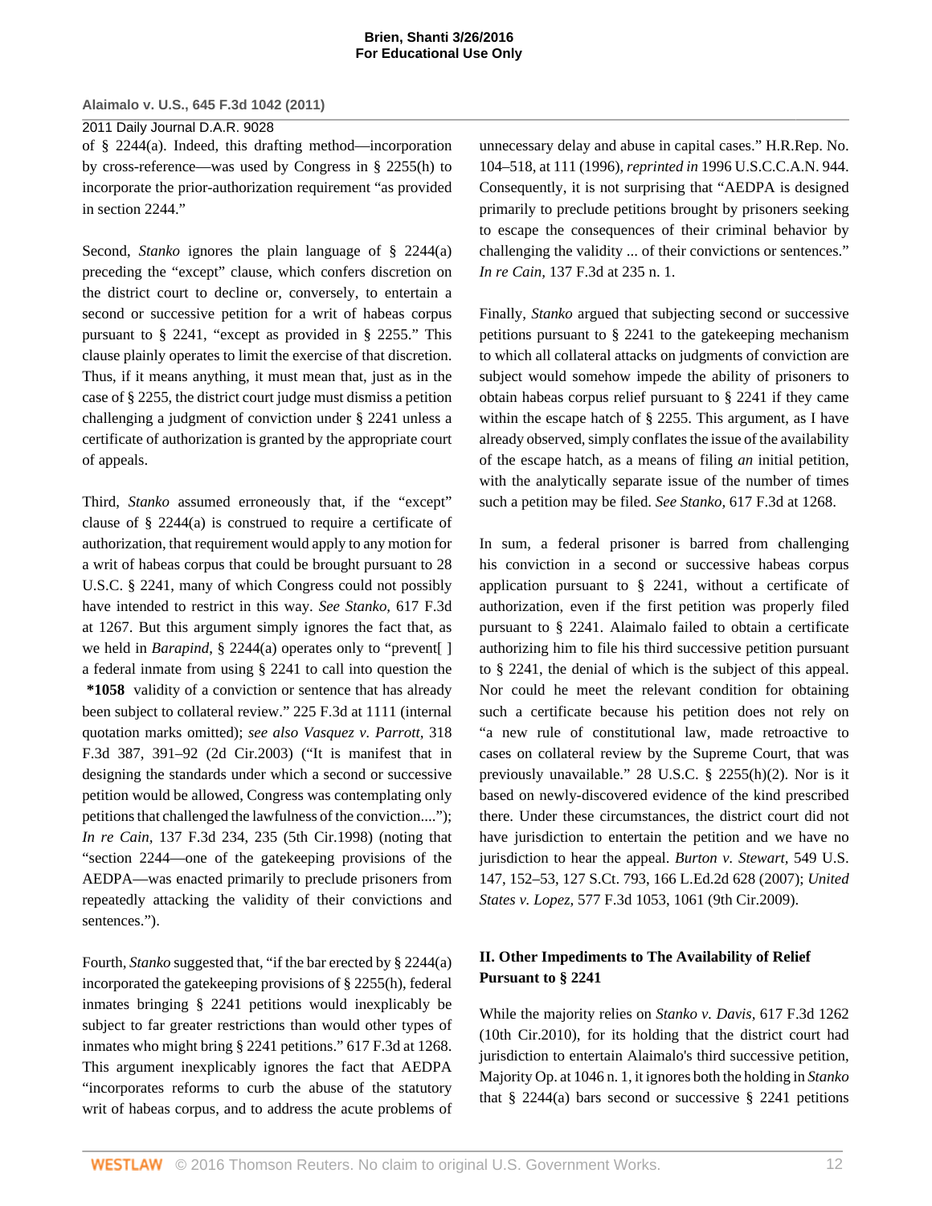of § 2244(a). Indeed, this drafting method—incorporation by cross-reference—was used by Congress in § 2255(h) to incorporate the prior-authorization requirement "as provided in section 2244."

Second, *Stanko* ignores the plain language of § 2244(a) preceding the "except" clause, which confers discretion on the district court to decline or, conversely, to entertain a second or successive petition for a writ of habeas corpus pursuant to § 2241, "except as provided in § 2255." This clause plainly operates to limit the exercise of that discretion. Thus, if it means anything, it must mean that, just as in the case of § 2255, the district court judge must dismiss a petition challenging a judgment of conviction under § 2241 unless a certificate of authorization is granted by the appropriate court of appeals.

Third, *Stanko* assumed erroneously that, if the "except" clause of § 2244(a) is construed to require a certificate of authorization, that requirement would apply to any motion for a writ of habeas corpus that could be brought pursuant to 28 U.S.C. § 2241, many of which Congress could not possibly have intended to restrict in this way. *See Stanko,* 617 F.3d at 1267. But this argument simply ignores the fact that, as we held in *Barapind*, § 2244(a) operates only to "prevent[ ] a federal inmate from using § 2241 to call into question the **\*1058** validity of a conviction or sentence that has already been subject to collateral review." 225 F.3d at 1111 (internal quotation marks omitted); *see also Vasquez v. Parrott,* 318 F.3d 387, 391–92 (2d Cir.2003) ("It is manifest that in designing the standards under which a second or successive petition would be allowed, Congress was contemplating only petitions that challenged the lawfulness of the conviction...."); *In re Cain,* 137 F.3d 234, 235 (5th Cir.1998) (noting that "section 2244—one of the gatekeeping provisions of the AEDPA—was enacted primarily to preclude prisoners from repeatedly attacking the validity of their convictions and sentences.").

Fourth, *Stanko* suggested that, "if the bar erected by § 2244(a) incorporated the gatekeeping provisions of § 2255(h), federal inmates bringing § 2241 petitions would inexplicably be subject to far greater restrictions than would other types of inmates who might bring § 2241 petitions." 617 F.3d at 1268. This argument inexplicably ignores the fact that AEDPA "incorporates reforms to curb the abuse of the statutory writ of habeas corpus, and to address the acute problems of unnecessary delay and abuse in capital cases." H.R.Rep. No. 104–518, at 111 (1996), *reprinted in* 1996 U.S.C.C.A.N. 944. Consequently, it is not surprising that "AEDPA is designed primarily to preclude petitions brought by prisoners seeking to escape the consequences of their criminal behavior by challenging the validity ... of their convictions or sentences." *In re Cain,* 137 F.3d at 235 n. 1.

Finally, *Stanko* argued that subjecting second or successive petitions pursuant to § 2241 to the gatekeeping mechanism to which all collateral attacks on judgments of conviction are subject would somehow impede the ability of prisoners to obtain habeas corpus relief pursuant to § 2241 if they came within the escape hatch of § 2255. This argument, as I have already observed, simply conflates the issue of the availability of the escape hatch, as a means of filing *an* initial petition, with the analytically separate issue of the number of times such a petition may be filed. *See Stanko,* 617 F.3d at 1268.

In sum, a federal prisoner is barred from challenging his conviction in a second or successive habeas corpus application pursuant to § 2241, without a certificate of authorization, even if the first petition was properly filed pursuant to § 2241. Alaimalo failed to obtain a certificate authorizing him to file his third successive petition pursuant to § 2241, the denial of which is the subject of this appeal. Nor could he meet the relevant condition for obtaining such a certificate because his petition does not rely on "a new rule of constitutional law, made retroactive to cases on collateral review by the Supreme Court, that was previously unavailable." 28 U.S.C. § 2255(h)(2). Nor is it based on newly-discovered evidence of the kind prescribed there. Under these circumstances, the district court did not have jurisdiction to entertain the petition and we have no jurisdiction to hear the appeal. *Burton v. Stewart,* 549 U.S. 147, 152–53, 127 S.Ct. 793, 166 L.Ed.2d 628 (2007); *United States v. Lopez,* 577 F.3d 1053, 1061 (9th Cir.2009).

## II. Other Impediments to The Availability of Relief Pursuant to § 2241

While the majority relies on *Stanko v. Davis,* 617 F.3d 1262 (10th Cir.2010), for its holding that the district court had jurisdiction to entertain Alaimalo's third successive petition, Majority Op. at 1046 n. 1, it ignores both the holding in *Stanko* that § 2244(a) bars second or successive § 2241 petitions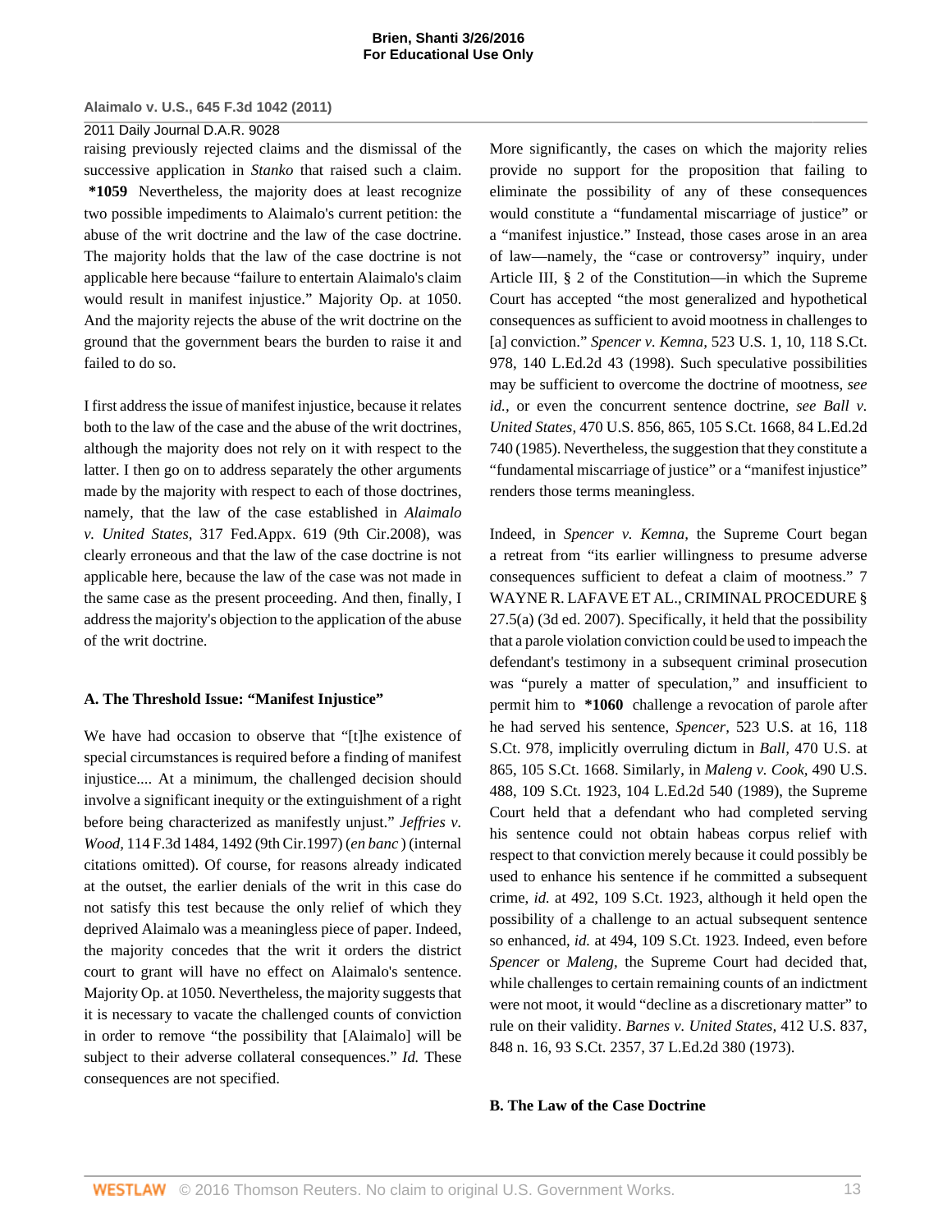raising previously rejected claims and the dismissal of the successive application in *Stanko* that raised such a claim. **\*1059** Nevertheless, the majority does at least recognize two possible impediments to Alaimalo's current petition: the abuse of the writ doctrine and the law of the case doctrine. The majority holds that the law of the case doctrine is not applicable here because "failure to entertain Alaimalo's claim would result in manifest injustice." Majority Op. at 1050. And the majority rejects the abuse of the writ doctrine on the ground that the government bears the burden to raise it and failed to do so.

I first address the issue of manifest injustice, because it relates both to the law of the case and the abuse of the writ doctrines, although the majority does not rely on it with respect to the latter. I then go on to address separately the other arguments made by the majority with respect to each of those doctrines, namely, that the law of the case established in *Alaimalo v. United States,* 317 Fed.Appx. 619 (9th Cir.2008), was clearly erroneous and that the law of the case doctrine is not applicable here, because the law of the case was not made in the same case as the present proceeding. And then, finally, I address the majority's objection to the application of the abuse of the writ doctrine.

### A. The Threshold Issue: "Manifest Injustice"

We have had occasion to observe that "[t]he existence of special circumstances is required before a finding of manifest injustice.... At a minimum, the challenged decision should involve a significant inequity or the extinguishment of a right before being characterized as manifestly unjust." *Jeffries v. Wood,* 114 F.3d 1484, 1492 (9th Cir.1997) (*en banc* ) (internal citations omitted). Of course, for reasons already indicated at the outset, the earlier denials of the writ in this case do not satisfy this test because the only relief of which they deprived Alaimalo was a meaningless piece of paper. Indeed, the majority concedes that the writ it orders the district court to grant will have no effect on Alaimalo's sentence. Majority Op. at 1050. Nevertheless, the majority suggests that it is necessary to vacate the challenged counts of conviction in order to remove "the possibility that [Alaimalo] will be subject to their adverse collateral consequences." *Id.* These consequences are not specified.

More significantly, the cases on which the majority relies provide no support for the proposition that failing to eliminate the possibility of any of these consequences would constitute a "fundamental miscarriage of justice" or a "manifest injustice." Instead, those cases arose in an area of law—namely, the "case or controversy" inquiry, under Article III, § 2 of the Constitution—in which the Supreme Court has accepted "the most generalized and hypothetical consequences as sufficient to avoid mootness in challenges to [a] conviction." *Spencer v. Kemna,* 523 U.S. 1, 10, 118 S.Ct. 978, 140 L.Ed.2d 43 (1998). Such speculative possibilities may be sufficient to overcome the doctrine of mootness, *see id.,* or even the concurrent sentence doctrine, *see Ball v. United States,* 470 U.S. 856, 865, 105 S.Ct. 1668, 84 L.Ed.2d 740 (1985). Nevertheless, the suggestion that they constitute a "fundamental miscarriage of justice" or a "manifest injustice" renders those terms meaningless.

Indeed, in *Spencer v. Kemna,* the Supreme Court began a retreat from "its earlier willingness to presume adverse consequences sufficient to defeat a claim of mootness." 7 WAYNE R. LAFAVE ET AL., CRIMINAL PROCEDURE § 27.5(a) (3d ed. 2007). Specifically, it held that the possibility that a parole violation conviction could be used to impeach the defendant's testimony in a subsequent criminal prosecution was "purely a matter of speculation," and insufficient to permit him to **\*1060** challenge a revocation of parole after he had served his sentence, *Spencer,* 523 U.S. at 16, 118 S.Ct. 978, implicitly overruling dictum in *Ball,* 470 U.S. at 865, 105 S.Ct. 1668. Similarly, in *Maleng v. Cook,* 490 U.S. 488, 109 S.Ct. 1923, 104 L.Ed.2d 540 (1989), the Supreme Court held that a defendant who had completed serving his sentence could not obtain habeas corpus relief with respect to that conviction merely because it could possibly be used to enhance his sentence if he committed a subsequent crime, *id.* at 492, 109 S.Ct. 1923, although it held open the possibility of a challenge to an actual subsequent sentence so enhanced, *id.* at 494, 109 S.Ct. 1923. Indeed, even before *Spencer* or *Maleng,* the Supreme Court had decided that, while challenges to certain remaining counts of an indictment were not moot, it would "decline as a discretionary matter" to rule on their validity. *Barnes v. United States,* 412 U.S. 837, 848 n. 16, 93 S.Ct. 2357, 37 L.Ed.2d 380 (1973).

### B. The Law of the Case Doctrine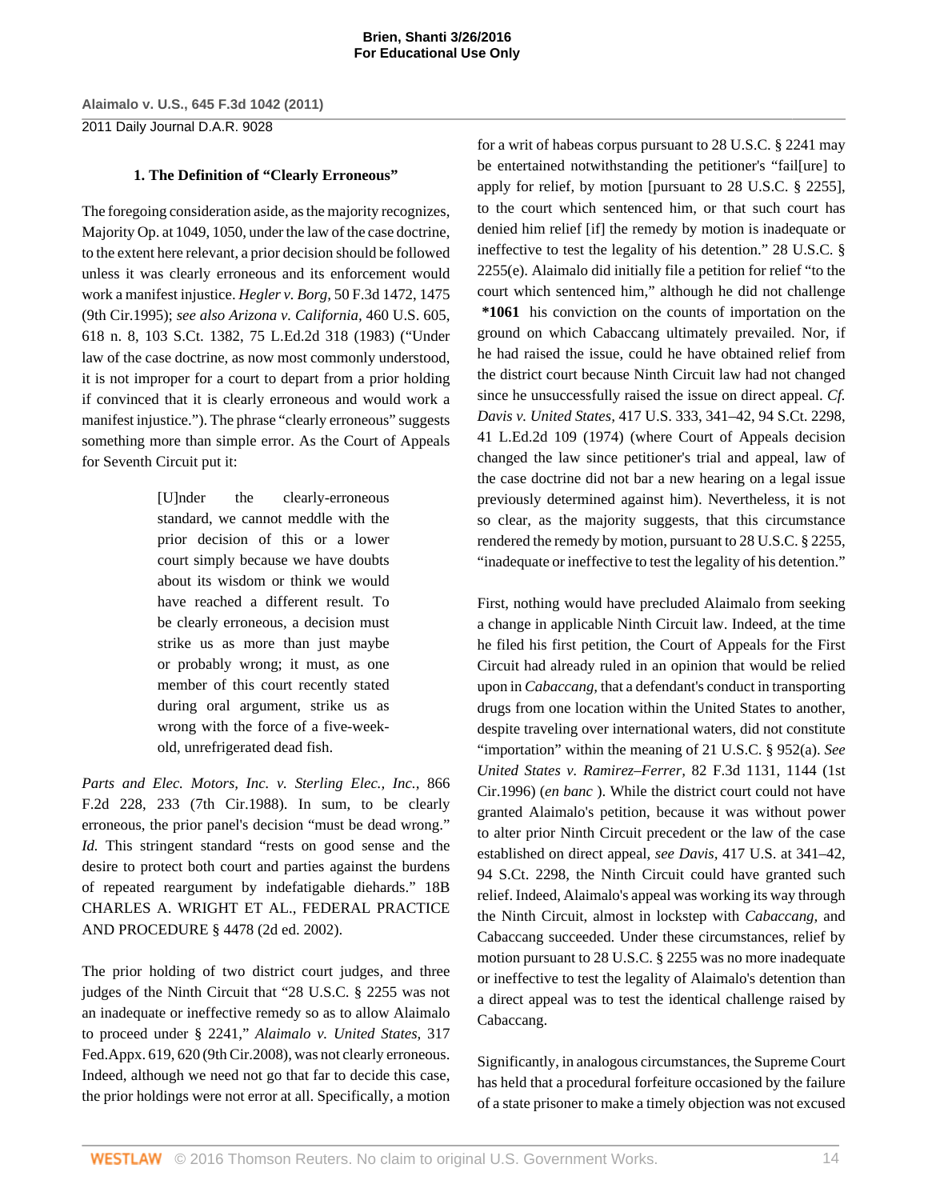### 1. The Definition of "Clearly Erroneous"

The foregoing consideration aside, as the majority recognizes, Majority Op. at 1049, 1050, under the law of the case doctrine, to the extent here relevant, a prior decision should be followed unless it was clearly erroneous and its enforcement would work a manifest injustice. *Hegler v. Borg,* 50 F.3d 1472, 1475 (9th Cir.1995); *see also Arizona v. California,* 460 U.S. 605, 618 n. 8, 103 S.Ct. 1382, 75 L.Ed.2d 318 (1983) ("Under law of the case doctrine, as now most commonly understood, it is not improper for a court to depart from a prior holding if convinced that it is clearly erroneous and would work a manifest injustice."). The phrase "clearly erroneous" suggests something more than simple error. As the Court of Appeals for Seventh Circuit put it:

> [U]nder the clearly-erroneous standard, we cannot meddle with the prior decision of this or a lower court simply because we have doubts about its wisdom or think we would have reached a different result. To be clearly erroneous, a decision must strike us as more than just maybe or probably wrong; it must, as one member of this court recently stated during oral argument, strike us as wrong with the force of a five-week-old, unrefrigerated dead fish.

*Parts and Elec. Motors, Inc. v. Sterling Elec., Inc.,* 866 F.2d 228, 233 (7th Cir.1988). In sum, to be clearly erroneous, the prior panel's decision "must be dead wrong." *Id.* This stringent standard "rests on good sense and the desire to protect both court and parties against the burdens of repeated reargument by indefatigable diehards." 18B CHARLES A. WRIGHT ET AL., FEDERAL PRACTICE AND PROCEDURE § 4478 (2d ed. 2002).

The prior holding of two district court judges, and three judges of the Ninth Circuit that "28 U.S.C. § 2255 was not an inadequate or ineffective remedy so as to allow Alaimalo to proceed under § 2241," *Alaimalo v. United States,* 317 Fed.Appx. 619, 620 (9th Cir.2008), was not clearly erroneous. Indeed, although we need not go that far to decide this case, the prior holdings were not error at all. Specifically, a motion for a writ of habeas corpus pursuant to 28 U.S.C. § 2241 may be entertained notwithstanding the petitioner's "fail[ure] to apply for relief, by motion [pursuant to 28 U.S.C. § 2255], to the court which sentenced him, or that such court has denied him relief [if] the remedy by motion is inadequate or ineffective to test the legality of his detention." 28 U.S.C. § 2255(e). Alaimalo did initially file a petition for relief "to the court which sentenced him," although he did not challenge **\*1061** his conviction on the counts of importation on the ground on which Cabaccang ultimately prevailed. Nor, if he had raised the issue, could he have obtained relief from the district court because Ninth Circuit law had not changed since he unsuccessfully raised the issue on direct appeal. *Cf. Davis v. United States,* 417 U.S. 333, 341–42, 94 S.Ct. 2298, 41 L.Ed.2d 109 (1974) (where Court of Appeals decision changed the law since petitioner's trial and appeal, law of the case doctrine did not bar a new hearing on a legal issue previously determined against him). Nevertheless, it is not so clear, as the majority suggests, that this circumstance rendered the remedy by motion, pursuant to 28 U.S.C. § 2255, "inadequate or ineffective to test the legality of his detention."

First, nothing would have precluded Alaimalo from seeking a change in applicable Ninth Circuit law. Indeed, at the time he filed his first petition, the Court of Appeals for the First Circuit had already ruled in an opinion that would be relied upon in *Cabaccang,* that a defendant's conduct in transporting drugs from one location within the United States to another, despite traveling over international waters, did not constitute "importation" within the meaning of 21 U.S.C. § 952(a). *See United States v. Ramirez–Ferrer,* 82 F.3d 1131, 1144 (1st Cir.1996) (*en banc* ). While the district court could not have granted Alaimalo's petition, because it was without power to alter prior Ninth Circuit precedent or the law of the case established on direct appeal, *see Davis,* 417 U.S. at 341–42, 94 S.Ct. 2298, the Ninth Circuit could have granted such relief. Indeed, Alaimalo's appeal was working its way through the Ninth Circuit, almost in lockstep with *Cabaccang,* and Cabaccang succeeded. Under these circumstances, relief by motion pursuant to 28 U.S.C. § 2255 was no more inadequate or ineffective to test the legality of Alaimalo's detention than a direct appeal was to test the identical challenge raised by Cabaccang.

Significantly, in analogous circumstances, the Supreme Court has held that a procedural forfeiture occasioned by the failure of a state prisoner to make a timely objection was not excused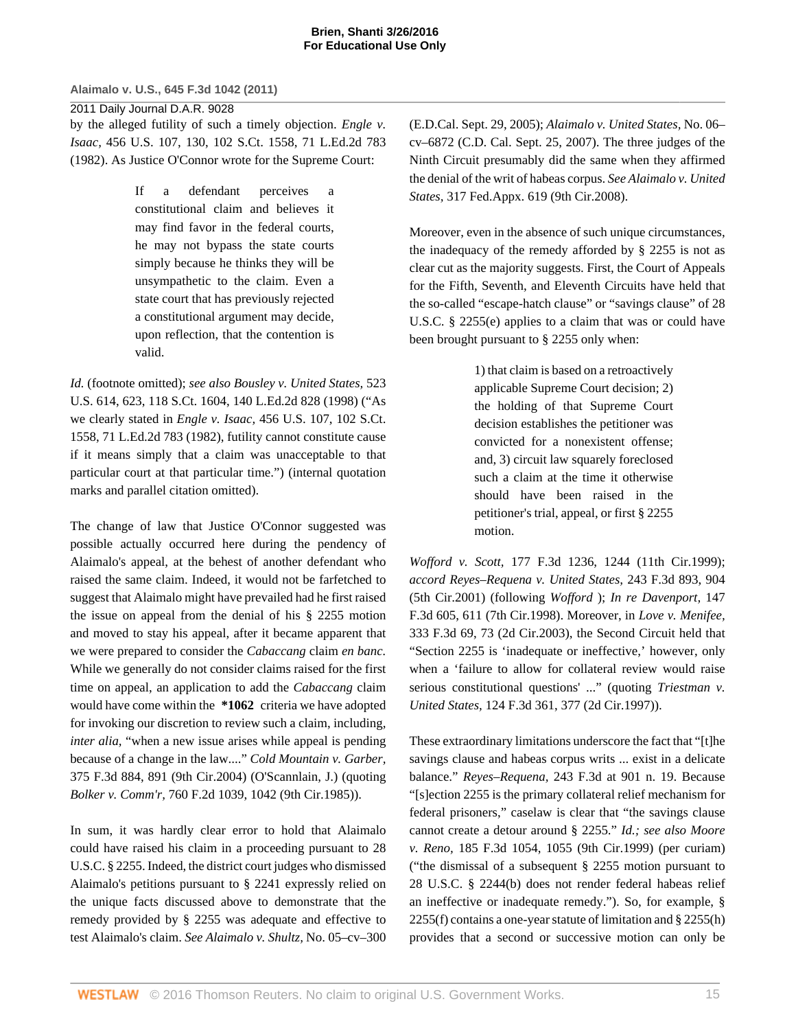by the alleged futility of such a timely objection. *Engle v. Isaac,* 456 U.S. 107, 130, 102 S.Ct. 1558, 71 L.Ed.2d 783 (1982). As Justice O'Connor wrote for the Supreme Court:

> If a defendant perceives a constitutional claim and believes it may find favor in the federal courts, he may not bypass the state courts simply because he thinks they will be unsympathetic to the claim. Even a state court that has previously rejected a constitutional argument may decide, upon reflection, that the contention is valid.

*Id.* (footnote omitted); *see also Bousley v. United States,* 523 U.S. 614, 623, 118 S.Ct. 1604, 140 L.Ed.2d 828 (1998) ("As we clearly stated in *Engle v. Isaac,* 456 U.S. 107, 102 S.Ct. 1558, 71 L.Ed.2d 783 (1982), futility cannot constitute cause if it means simply that a claim was unacceptable to that particular court at that particular time.") (internal quotation marks and parallel citation omitted).

The change of law that Justice O'Connor suggested was possible actually occurred here during the pendency of Alaimalo's appeal, at the behest of another defendant who raised the same claim. Indeed, it would not be farfetched to suggest that Alaimalo might have prevailed had he first raised the issue on appeal from the denial of his § 2255 motion and moved to stay his appeal, after it became apparent that we were prepared to consider the *Cabaccang* claim *en banc.* While we generally do not consider claims raised for the first time on appeal, an application to add the *Cabaccang* claim would have come within the **\*1062** criteria we have adopted for invoking our discretion to review such a claim, including, *inter alia,* "when a new issue arises while appeal is pending because of a change in the law...." *Cold Mountain v. Garber,* 375 F.3d 884, 891 (9th Cir.2004) (O'Scannlain, J.) (quoting *Bolker v. Comm'r,* 760 F.2d 1039, 1042 (9th Cir.1985)).

In sum, it was hardly clear error to hold that Alaimalo could have raised his claim in a proceeding pursuant to 28 U.S.C. § 2255. Indeed, the district court judges who dismissed Alaimalo's petitions pursuant to § 2241 expressly relied on the unique facts discussed above to demonstrate that the remedy provided by § 2255 was adequate and effective to test Alaimalo's claim. *See Alaimalo v. Shultz,* No. 05–cv–300 (E.D.Cal. Sept. 29, 2005); *Alaimalo v. United States,* No. 06–cv–6872 (C.D. Cal. Sept. 25, 2007). The three judges of the Ninth Circuit presumably did the same when they affirmed the denial of the writ of habeas corpus. *See Alaimalo v. United States,* 317 Fed.Appx. 619 (9th Cir.2008).

Moreover, even in the absence of such unique circumstances, the inadequacy of the remedy afforded by § 2255 is not as clear cut as the majority suggests. First, the Court of Appeals for the Fifth, Seventh, and Eleventh Circuits have held that the so-called "escape-hatch clause" or "savings clause" of 28 U.S.C. § 2255(e) applies to a claim that was or could have been brought pursuant to § 2255 only when:

> 1) that claim is based on a retroactively applicable Supreme Court decision; 2) the holding of that Supreme Court decision establishes the petitioner was convicted for a nonexistent offense; and, 3) circuit law squarely foreclosed such a claim at the time it otherwise should have been raised in the petitioner's trial, appeal, or first § 2255 motion.

*Wofford v. Scott,* 177 F.3d 1236, 1244 (11th Cir.1999); *accord Reyes–Requena v. United States,* 243 F.3d 893, 904 (5th Cir.2001) (following *Wofford* ); *In re Davenport,* 147 F.3d 605, 611 (7th Cir.1998). Moreover, in *Love v. Menifee,* 333 F.3d 69, 73 (2d Cir.2003), the Second Circuit held that "Section 2255 is 'inadequate or ineffective,' however, only when a 'failure to allow for collateral review would raise serious constitutional questions' ..." (quoting *Triestman v. United States,* 124 F.3d 361, 377 (2d Cir.1997)).

These extraordinary limitations underscore the fact that "[t]he savings clause and habeas corpus writs ... exist in a delicate balance." *Reyes–Requena,* 243 F.3d at 901 n. 19. Because "[s]ection 2255 is the primary collateral relief mechanism for federal prisoners," caselaw is clear that "the savings clause cannot create a detour around § 2255." *Id.; see also Moore v. Reno,* 185 F.3d 1054, 1055 (9th Cir.1999) (per curiam) ("the dismissal of a subsequent § 2255 motion pursuant to 28 U.S.C. § 2244(b) does not render federal habeas relief an ineffective or inadequate remedy."). So, for example, § 2255(f) contains a one-year statute of limitation and § 2255(h) provides that a second or successive motion can only be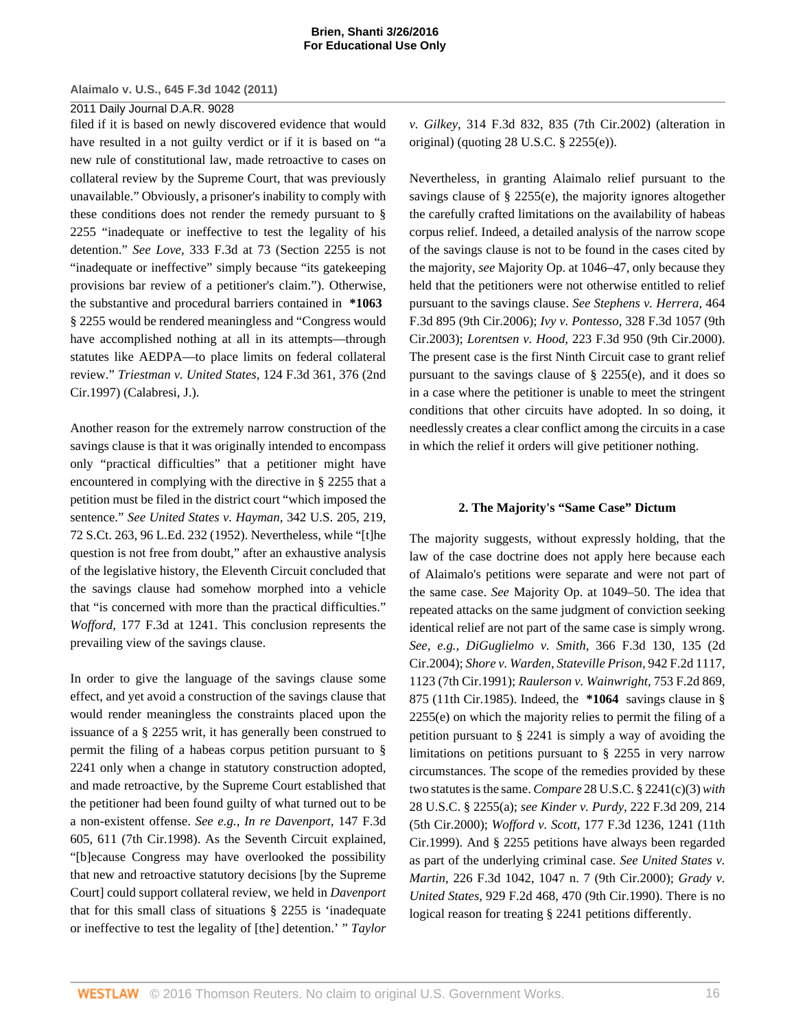filed if it is based on newly discovered evidence that would have resulted in a not guilty verdict or if it is based on "a new rule of constitutional law, made retroactive to cases on collateral review by the Supreme Court, that was previously unavailable." Obviously, a prisoner's inability to comply with these conditions does not render the remedy pursuant to § 2255 "inadequate or ineffective to test the legality of his detention." *See Love,* 333 F.3d at 73 (Section 2255 is not "inadequate or ineffective" simply because "its gatekeeping provisions bar review of a petitioner's claim."). Otherwise, the substantive and procedural barriers contained in **\*1063** § 2255 would be rendered meaningless and "Congress would have accomplished nothing at all in its attempts—through statutes like AEDPA—to place limits on federal collateral review." *Triestman v. United States,* 124 F.3d 361, 376 (2nd Cir.1997) (Calabresi, J.).

Another reason for the extremely narrow construction of the savings clause is that it was originally intended to encompass only "practical difficulties" that a petitioner might have encountered in complying with the directive in § 2255 that a petition must be filed in the district court "which imposed the sentence." *See United States v. Hayman,* 342 U.S. 205, 219, 72 S.Ct. 263, 96 L.Ed. 232 (1952). Nevertheless, while "[t]he question is not free from doubt," after an exhaustive analysis of the legislative history, the Eleventh Circuit concluded that the savings clause had somehow morphed into a vehicle that "is concerned with more than the practical difficulties." *Wofford,* 177 F.3d at 1241. This conclusion represents the prevailing view of the savings clause.

In order to give the language of the savings clause some effect, and yet avoid a construction of the savings clause that would render meaningless the constraints placed upon the issuance of a § 2255 writ, it has generally been construed to permit the filing of a habeas corpus petition pursuant to § 2241 only when a change in statutory construction adopted, and made retroactive, by the Supreme Court established that the petitioner had been found guilty of what turned out to be a non-existent offense. *See e.g., In re Davenport,* 147 F.3d 605, 611 (7th Cir.1998). As the Seventh Circuit explained, "[b]ecause Congress may have overlooked the possibility that new and retroactive statutory decisions [by the Supreme Court] could support collateral review, we held in *Davenport* that for this small class of situations § 2255 is 'inadequate or ineffective to test the legality of [the] detention.' " *Taylor v. Gilkey,* 314 F.3d 832, 835 (7th Cir.2002) (alteration in original) (quoting 28 U.S.C. § 2255(e)).

Nevertheless, in granting Alaimalo relief pursuant to the savings clause of § 2255(e), the majority ignores altogether the carefully crafted limitations on the availability of habeas corpus relief. Indeed, a detailed analysis of the narrow scope of the savings clause is not to be found in the cases cited by the majority, *see* Majority Op. at 1046–47, only because they held that the petitioners were not otherwise entitled to relief pursuant to the savings clause. *See Stephens v. Herrera,* 464 F.3d 895 (9th Cir.2006); *Ivy v. Pontesso,* 328 F.3d 1057 (9th Cir.2003); *Lorentsen v. Hood,* 223 F.3d 950 (9th Cir.2000). The present case is the first Ninth Circuit case to grant relief pursuant to the savings clause of § 2255(e), and it does so in a case where the petitioner is unable to meet the stringent conditions that other circuits have adopted. In so doing, it needlessly creates a clear conflict among the circuits in a case in which the relief it orders will give petitioner nothing.

### 2. The Majority's "Same Case" Dictum

The majority suggests, without expressly holding, that the law of the case doctrine does not apply here because each of Alaimalo's petitions were separate and were not part of the same case. *See* Majority Op. at 1049–50. The idea that repeated attacks on the same judgment of conviction seeking identical relief are not part of the same case is simply wrong. *See, e.g., DiGuglielmo v. Smith,* 366 F.3d 130, 135 (2d Cir.2004); *Shore v. Warden, Stateville Prison,* 942 F.2d 1117, 1123 (7th Cir.1991); *Raulerson v. Wainwright,* 753 F.2d 869, 875 (11th Cir.1985). Indeed, the **\*1064** savings clause in § 2255(e) on which the majority relies to permit the filing of a petition pursuant to § 2241 is simply a way of avoiding the limitations on petitions pursuant to § 2255 in very narrow circumstances. The scope of the remedies provided by these two statutes is the same. *Compare* 28 U.S.C. § 2241(c)(3) *with* 28 U.S.C. § 2255(a); *see Kinder v. Purdy,* 222 F.3d 209, 214 (5th Cir.2000); *Wofford v. Scott,* 177 F.3d 1236, 1241 (11th Cir.1999). And § 2255 petitions have always been regarded as part of the underlying criminal case. *See United States v. Martin,* 226 F.3d 1042, 1047 n. 7 (9th Cir.2000); *Grady v. United States,* 929 F.2d 468, 470 (9th Cir.1990). There is no logical reason for treating § 2241 petitions differently.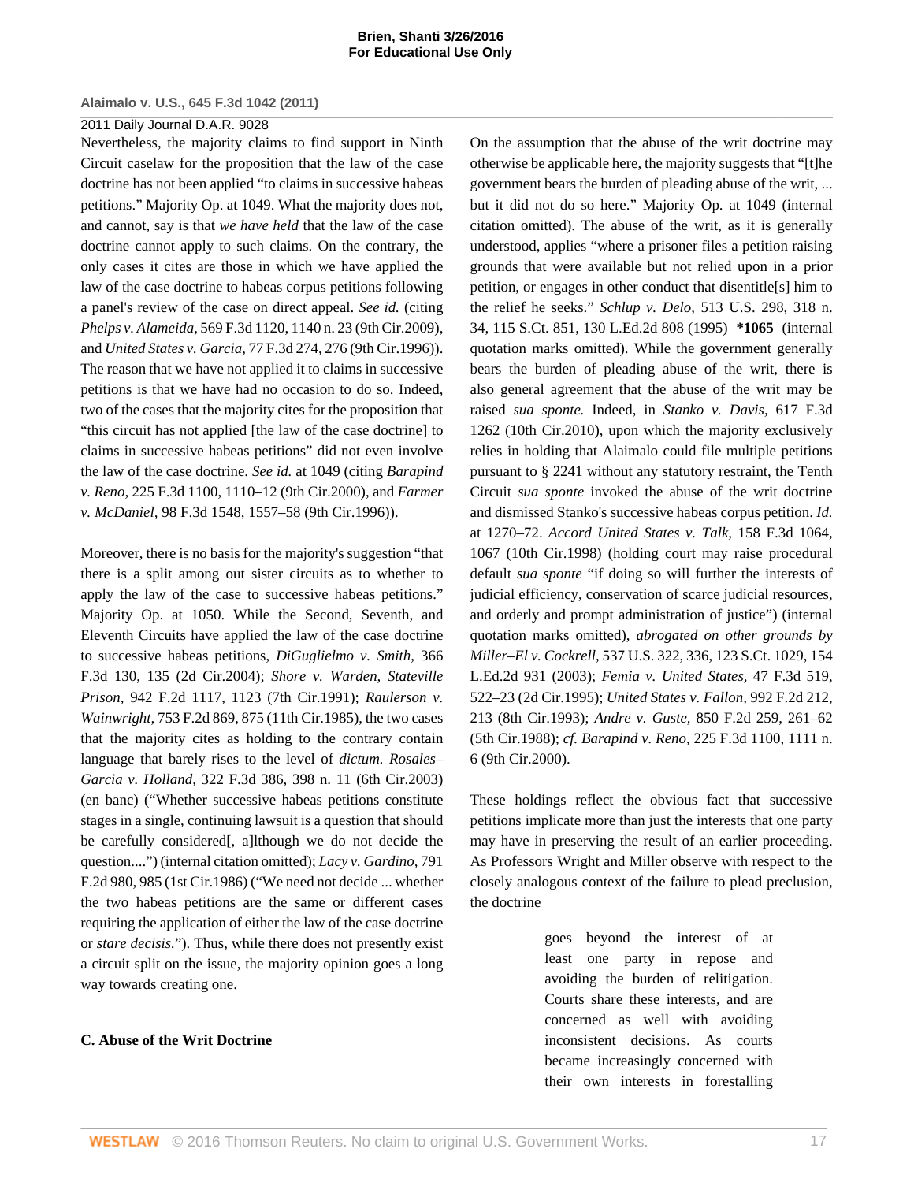Nevertheless, the majority claims to find support in Ninth Circuit caselaw for the proposition that the law of the case doctrine has not been applied "to claims in successive habeas petitions." Majority Op. at 1049. What the majority does not, and cannot, say is that *we have held* that the law of the case doctrine cannot apply to such claims. On the contrary, the only cases it cites are those in which we have applied the law of the case doctrine to habeas corpus petitions following a panel's review of the case on direct appeal. *See id.* (citing *Phelps v. Alameida,* 569 F.3d 1120, 1140 n. 23 (9th Cir.2009), and *United States v. Garcia,* 77 F.3d 274, 276 (9th Cir.1996)). The reason that we have not applied it to claims in successive petitions is that we have had no occasion to do so. Indeed, two of the cases that the majority cites for the proposition that "this circuit has not applied [the law of the case doctrine] to claims in successive habeas petitions" did not even involve the law of the case doctrine. *See id.* at 1049 (citing *Barapind v. Reno,* 225 F.3d 1100, 1110–12 (9th Cir.2000), and *Farmer v. McDaniel,* 98 F.3d 1548, 1557–58 (9th Cir.1996)).

Moreover, there is no basis for the majority's suggestion "that there is a split among out sister circuits as to whether to apply the law of the case to successive habeas petitions." Majority Op. at 1050. While the Second, Seventh, and Eleventh Circuits have applied the law of the case doctrine to successive habeas petitions, *DiGuglielmo v. Smith,* 366 F.3d 130, 135 (2d Cir.2004); *Shore v. Warden, Stateville Prison,* 942 F.2d 1117, 1123 (7th Cir.1991); *Raulerson v. Wainwright,* 753 F.2d 869, 875 (11th Cir.1985), the two cases that the majority cites as holding to the contrary contain language that barely rises to the level of *dictum. Rosales–Garcia v. Holland,* 322 F.3d 386, 398 n. 11 (6th Cir.2003) (en banc) ("Whether successive habeas petitions constitute stages in a single, continuing lawsuit is a question that should be carefully considered[, a]lthough we do not decide the question....") (internal citation omitted); *Lacy v. Gardino,* 791 F.2d 980, 985 (1st Cir.1986) ("We need not decide ... whether the two habeas petitions are the same or different cases requiring the application of either the law of the case doctrine or *stare decisis.*"). Thus, while there does not presently exist a circuit split on the issue, the majority opinion goes a long way towards creating one.

### C. Abuse of the Writ Doctrine

On the assumption that the abuse of the writ doctrine may otherwise be applicable here, the majority suggests that "[t]he government bears the burden of pleading abuse of the writ, ... but it did not do so here." Majority Op. at 1049 (internal citation omitted). The abuse of the writ, as it is generally understood, applies "where a prisoner files a petition raising grounds that were available but not relied upon in a prior petition, or engages in other conduct that disentitle[s] him to the relief he seeks." *Schlup v. Delo,* 513 U.S. 298, 318 n. 34, 115 S.Ct. 851, 130 L.Ed.2d 808 (1995) **\*1065** (internal quotation marks omitted). While the government generally bears the burden of pleading abuse of the writ, there is also general agreement that the abuse of the writ may be raised *sua sponte.* Indeed, in *Stanko v. Davis,* 617 F.3d 1262 (10th Cir.2010), upon which the majority exclusively relies in holding that Alaimalo could file multiple petitions pursuant to § 2241 without any statutory restraint, the Tenth Circuit *sua sponte* invoked the abuse of the writ doctrine and dismissed Stanko's successive habeas corpus petition. *Id.* at 1270–72. *Accord United States v. Talk,* 158 F.3d 1064, 1067 (10th Cir.1998) (holding court may raise procedural default *sua sponte* "if doing so will further the interests of judicial efficiency, conservation of scarce judicial resources, and orderly and prompt administration of justice") (internal quotation marks omitted), *abrogated on other grounds by Miller–El v. Cockrell,* 537 U.S. 322, 336, 123 S.Ct. 1029, 154 L.Ed.2d 931 (2003); *Femia v. United States,* 47 F.3d 519, 522–23 (2d Cir.1995); *United States v. Fallon,* 992 F.2d 212, 213 (8th Cir.1993); *Andre v. Guste,* 850 F.2d 259, 261–62 (5th Cir.1988); *cf. Barapind v. Reno,* 225 F.3d 1100, 1111 n. 6 (9th Cir.2000).

These holdings reflect the obvious fact that successive petitions implicate more than just the interests that one party may have in preserving the result of an earlier proceeding. As Professors Wright and Miller observe with respect to the closely analogous context of the failure to plead preclusion, the doctrine

> goes beyond the interest of at least one party in repose and avoiding the burden of relitigation. Courts share these interests, and are concerned as well with avoiding inconsistent decisions. As courts became increasingly concerned with their own interests in forestalling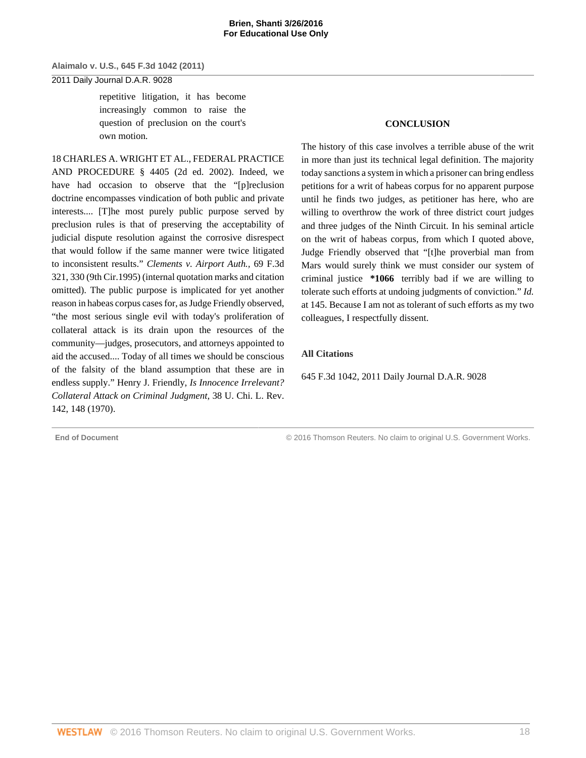> repetitive litigation, it has become increasingly common to raise the question of preclusion on the court's own motion.

18 CHARLES A. WRIGHT ET AL., FEDERAL PRACTICE AND PROCEDURE § 4405 (2d ed. 2002). Indeed, we have had occasion to observe that the "[p]reclusion doctrine encompasses vindication of both public and private interests.... [T]he most purely public purpose served by preclusion rules is that of preserving the acceptability of judicial dispute resolution against the corrosive disrespect that would follow if the same manner were twice litigated to inconsistent results." *Clements v. Airport Auth.,* 69 F.3d 321, 330 (9th Cir.1995) (internal quotation marks and citation omitted). The public purpose is implicated for yet another reason in habeas corpus cases for, as Judge Friendly observed, "the most serious single evil with today's proliferation of collateral attack is its drain upon the resources of the community—judges, prosecutors, and attorneys appointed to aid the accused.... Today of all times we should be conscious of the falsity of the bland assumption that these are in endless supply." Henry J. Friendly, *Is Innocence Irrelevant? Collateral Attack on Criminal Judgment,* 38 U. Chi. L. Rev. 142, 148 (1970).

## CONCLUSION

The history of this case involves a terrible abuse of the writ in more than just its technical legal definition. The majority today sanctions a system in which a prisoner can bring endless petitions for a writ of habeas corpus for no apparent purpose until he finds two judges, as petitioner has here, who are willing to overthrow the work of three district court judges and three judges of the Ninth Circuit. In his seminal article on the writ of habeas corpus, from which I quoted above, Judge Friendly observed that "[t]he proverbial man from Mars would surely think we must consider our system of criminal justice **\*1066** terribly bad if we are willing to tolerate such efforts at undoing judgments of conviction." *Id.* at 145. Because I am not as tolerant of such efforts as my two colleagues, I respectfully dissent.

### All Citations

645 F.3d 1042, 2011 Daily Journal D.A.R. 9028

End of Document